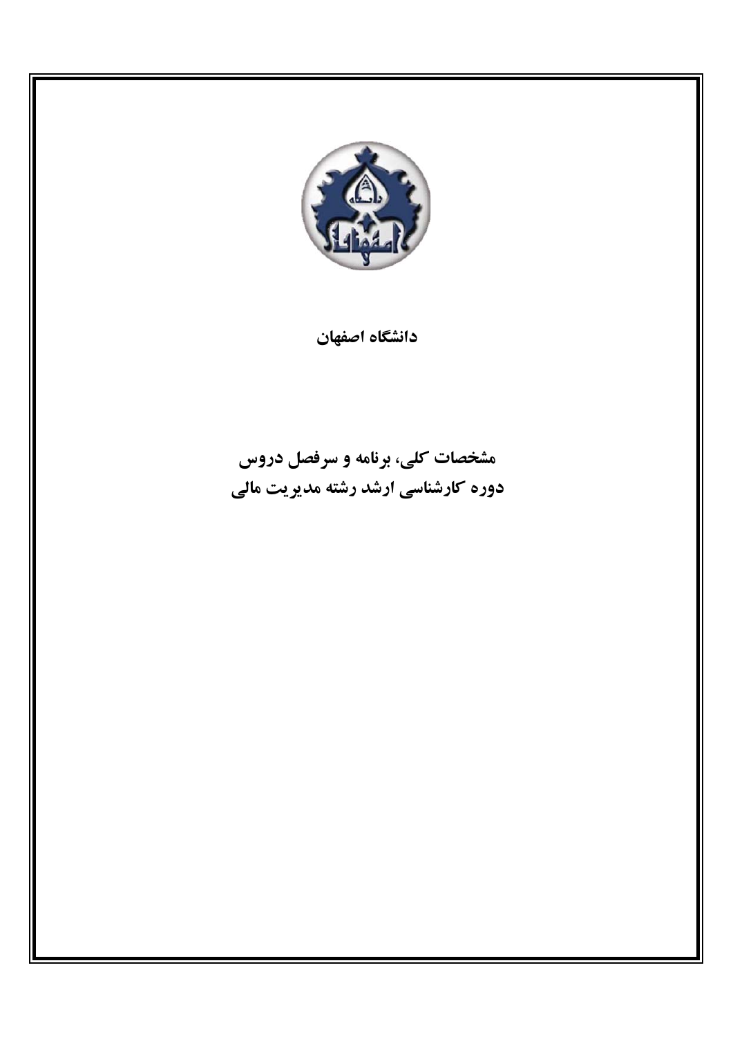**دانشگاه اصفهان**

# مشخصات کلی، برنامه و سرفصل دروس
# دوره کارشناسی ارشد رشته مدیریت مالی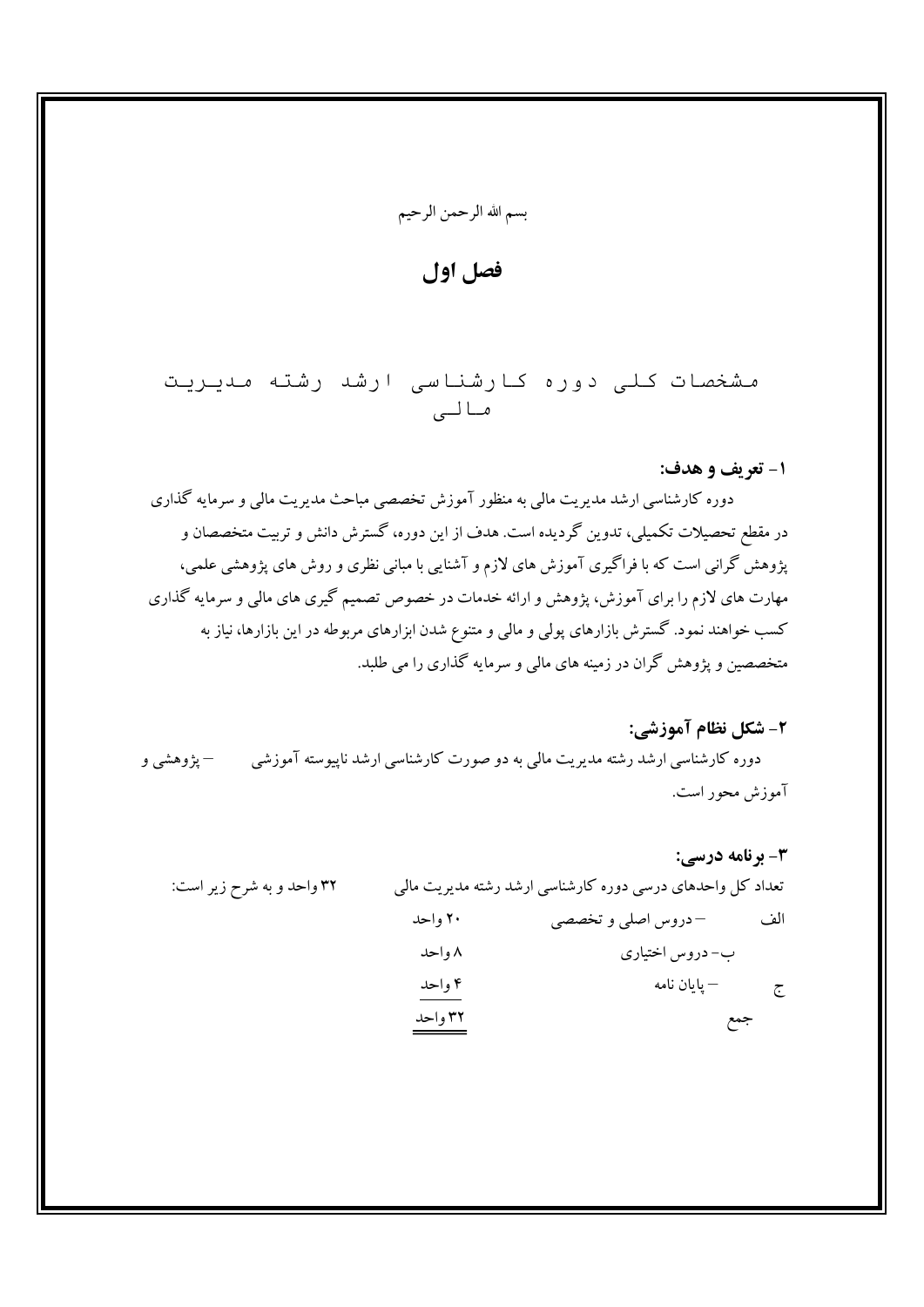بسم الله الرحمن الرحیم

# فصل اول

## مشخصات کلی دوره کارشناسی ارشد رشته مدیریت مالی

### ۱- تعریف و هدف:

دوره کارشناسی ارشد مدیریت مالی به منظور آموزش تخصصی مباحث مدیریت مالی و سرمایه گذاری در مقطع تحصیلات تکمیلی، تدوین گردیده است. هدف از این دوره، گسترش دانش و تربیت متخصصان و پژوهش گرانی است که با فراگیری آموزش های لازم و آشنایی با مبانی نظری و روش های پژوهشی علمی، مهارت های لازم را برای آموزش، پژوهش و ارائه خدمات در خصوص تصمیم گیری های مالی و سرمایه گذاری کسب خواهند نمود. گسترش بازارهای پولی و مالی و متنوع شدن ابزارهای مربوطه در این بازارها، نیاز به متخصصین و پژوهش گران در زمینه های مالی و سرمایه گذاری را می طلبد.

### ۲- شکل نظام آموزشی:

دوره کارشناسی ارشد رشته مدیریت مالی به دو صورت کارشناسی ارشد ناپیوسته آموزشی – پژوهشی و آموزش محور است.

### ۳- برنامه درسی:

تعداد کل واحدهای درسی دوره کارشناسی ارشد رشته مدیریت مالی ۳۲ واحد و به شرح زیر است:

| | | |
|---|---|---|
| الف | – دروس اصلی و تخصصی | ۲۰ واحد |
| | ب- دروس اختیاری | ۸ واحد |
| ج | – پایان نامه | ۴ واحد |
| | جمع | ۳۲ واحد |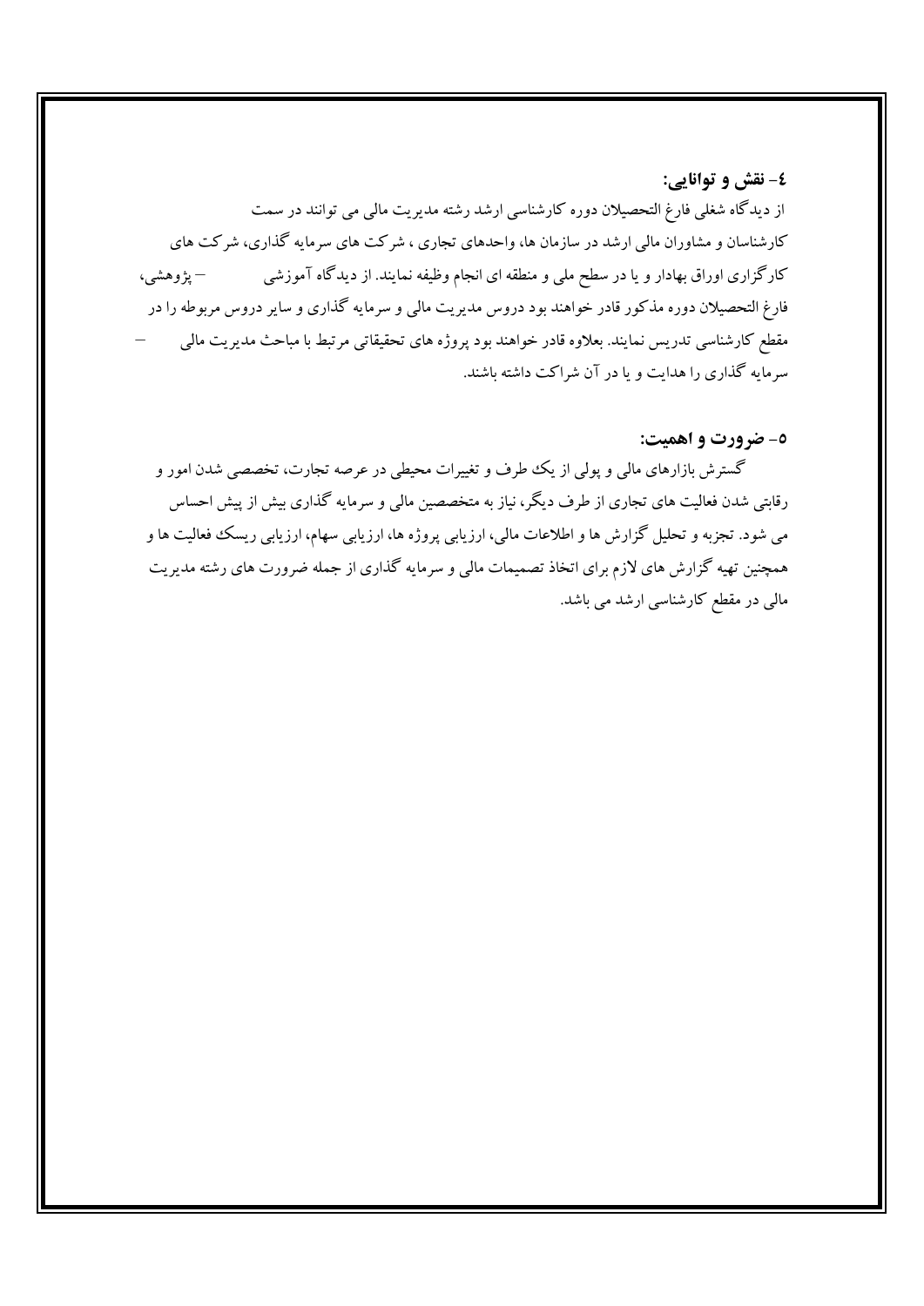## ٤- نقش و توانایی:

از دیدگاه شغلی فارغ التحصیلان دوره کارشناسی ارشد رشته مدیریت مالی می توانند در سمت کارشناسان و مشاوران مالی ارشد در سازمان ها، واحدهای تجاری ، شرکت های سرمایه گذاری، شرکت های کارگزاری اوراق بهادار و یا در سطح ملی و منطقه ای انجام وظیفه نمایند. از دیدگاه آموزشی – پژوهشی، فارغ التحصیلان دوره مذکور قادر خواهند بود دروس مدیریت مالی و سرمایه گذاری و سایر دروس مربوطه را در مقطع کارشناسی تدریس نمایند. بعلاوه قادر خواهند بود پروژه های تحقیقاتی مرتبط با مباحث مدیریت مالی – سرمایه گذاری را هدایت و یا در آن شراکت داشته باشند.

## ٥- ضرورت و اهمیت:

گسترش بازارهای مالی و پولی از یک طرف و تغییرات محیطی در عرصه تجارت، تخصصی شدن امور و رقابتی شدن فعالیت های تجاری از طرف دیگر، نیاز به متخصصین مالی و سرمایه گذاری بیش از پیش احساس می شود. تجزیه و تحلیل گزارش ها و اطلاعات مالی، ارزیابی پروژه ها، ارزیابی سهام، ارزیابی ریسک فعالیت ها و همچنین تهیه گزارش های لازم برای اتخاذ تصمیمات مالی و سرمایه گذاری از جمله ضرورت های رشته مدیریت مالی در مقطع کارشناسی ارشد می باشد.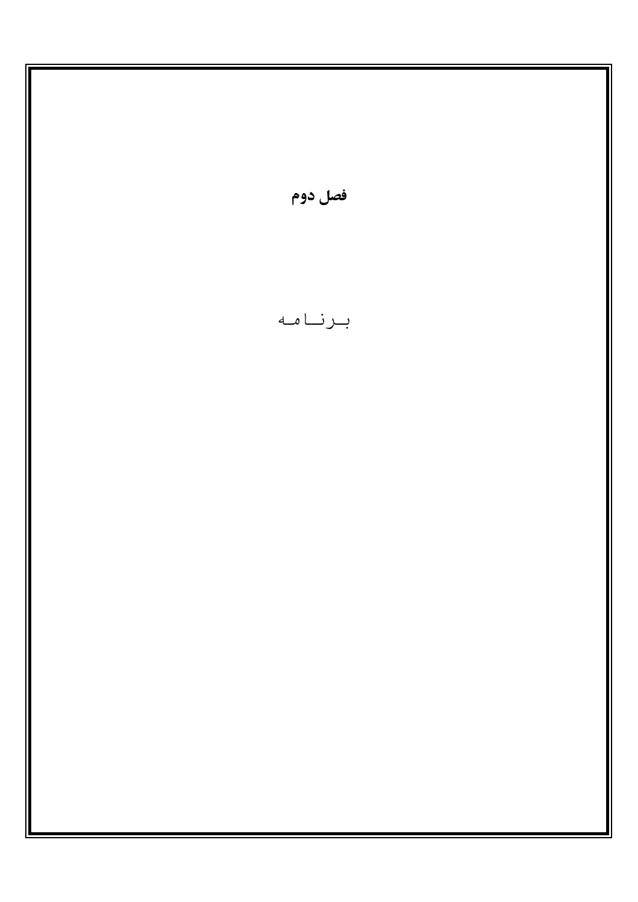# فصل دوم

## برنامه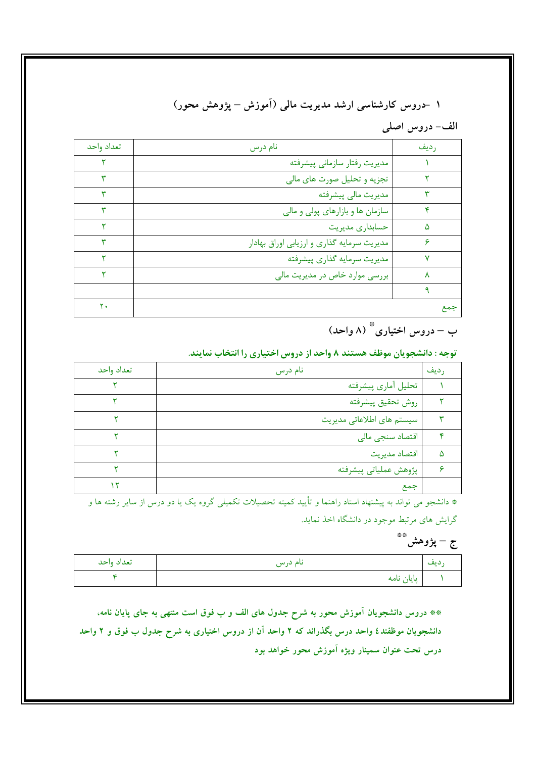## ۱ –دروس کارشناسی ارشد مدیریت مالی (آموزش – پژوهش محور)

### الف– دروس اصلی

| ردیف | نام درس | تعداد واحد |
|---|---|---|
| ۱ | مدیریت رفتار سازمانی پیشرفته | ۲ |
| ۲ | تجزیه و تحلیل صورت های مالی | ۳ |
| ۳ | مدیریت مالی پیشرفته | ۳ |
| ۴ | سازمان ها و بازارهای پولی و مالی | ۳ |
| ۵ | حسابداری مدیریت | ۲ |
| ۶ | مدیریت سرمایه گذاری و ارزیابی اوراق بهادار | ۳ |
| ۷ | مدیریت سرمایه گذاری پیشرفته | ۲ |
| ۸ | بررسی موارد خاص در مدیریت مالی | ۲ |
| ۹ | | |
| جمع | | ۲۰ |

### ب – دروس اختیاری* (۸ واحد)

**توجه : دانشجویان موظف هستند ۸ واحد از دروس اختیاری را انتخاب نمایند.**

| ردیف | نام درس | تعداد واحد |
|---|---|---|
| ۱ | تحلیل آماری پیشرفته | ۲ |
| ۲ | روش تحقیق پیشرفته | ۲ |
| ۳ | سیستم های اطلاعاتی مدیریت | ۲ |
| ۴ | اقتصاد سنجی مالی | ۲ |
| ۵ | اقتصاد مدیریت | ۲ |
| ۶ | پژوهش عملیاتی پیشرفته | ۲ |
| | جمع | ۱۲ |

* دانشجو می تواند به پیشنهاد استاد راهنما و تأیید کمیته تحصیلات تکمیلی گروه یک یا دو درس از سایر رشته ها و گرایش های مرتبط موجود در دانشگاه اخذ نماید.

### ج – پژوهش**

| ردیف | نام درس | تعداد واحد |
|---|---|---|
| ۱ | پایان نامه | ۴ |

**** دروس دانشجویان آموزش محور به شرح جدول های الف و ب فوق است منتهی به جای پایان نامه، دانشجویان موظفند٤ واحد درس بگذراند که ۲ واحد آن از دروس اختیاری به شرح جدول ب فوق و ۲ واحد درس تحت عنوان سمینار ویژه آموزش محور خواهد بود**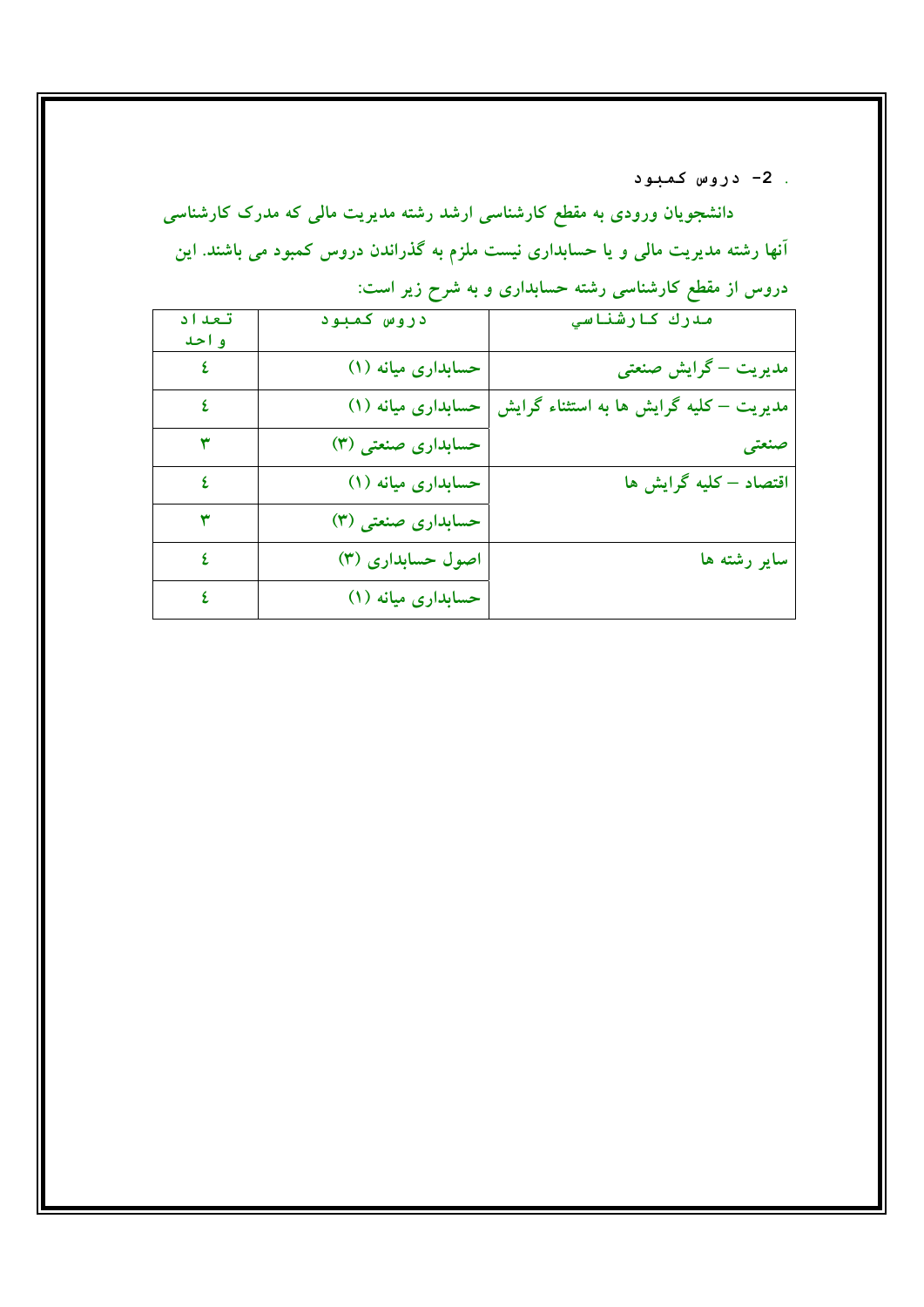## 2- دروس کمبود

**دانشجویان ورودی به مقطع کارشناسی ارشد رشته مدیریت مالی که مدرک کارشناسی آنها رشته مدیریت مالی و یا حسابداری نیست ملزم به گذراندن دروس کمبود می باشند. این دروس از مقطع کارشناسی رشته حسابداری و به شرح زیر است:**

| مدرک کارشناسي | دروس کمبود | تعداد واحد |
| --- | --- | --- |
| مدیریت – گرایش صنعتی | حسابداری میانه (۱) | ٤ |
| مدیریت – کلیه گرایش ها به استثناء گرایش صنعتی | حسابداری میانه (۱) | ٤ |
| | حسابداری صنعتی (۳) | ۳ |
| اقتصاد – کلیه گرایش ها | حسابداری میانه (۱) | ٤ |
| | حسابداری صنعتی (۳) | ۳ |
| سایر رشته ها | اصول حسابداری (۳) | ٤ |
| | حسابداری میانه (۱) | ٤ |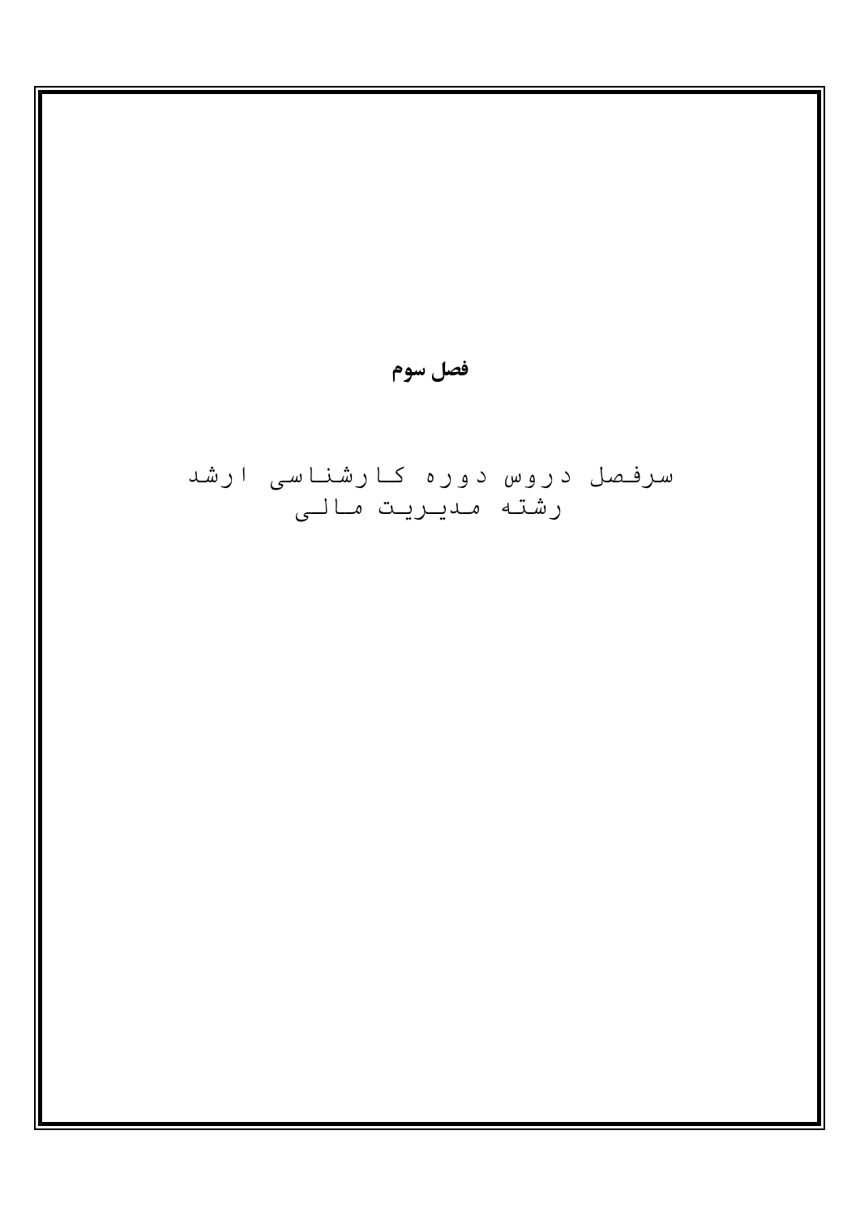# فصل سوم

## سرفصل دروس دوره کارشناسی ارشد رشته مدیریت مالی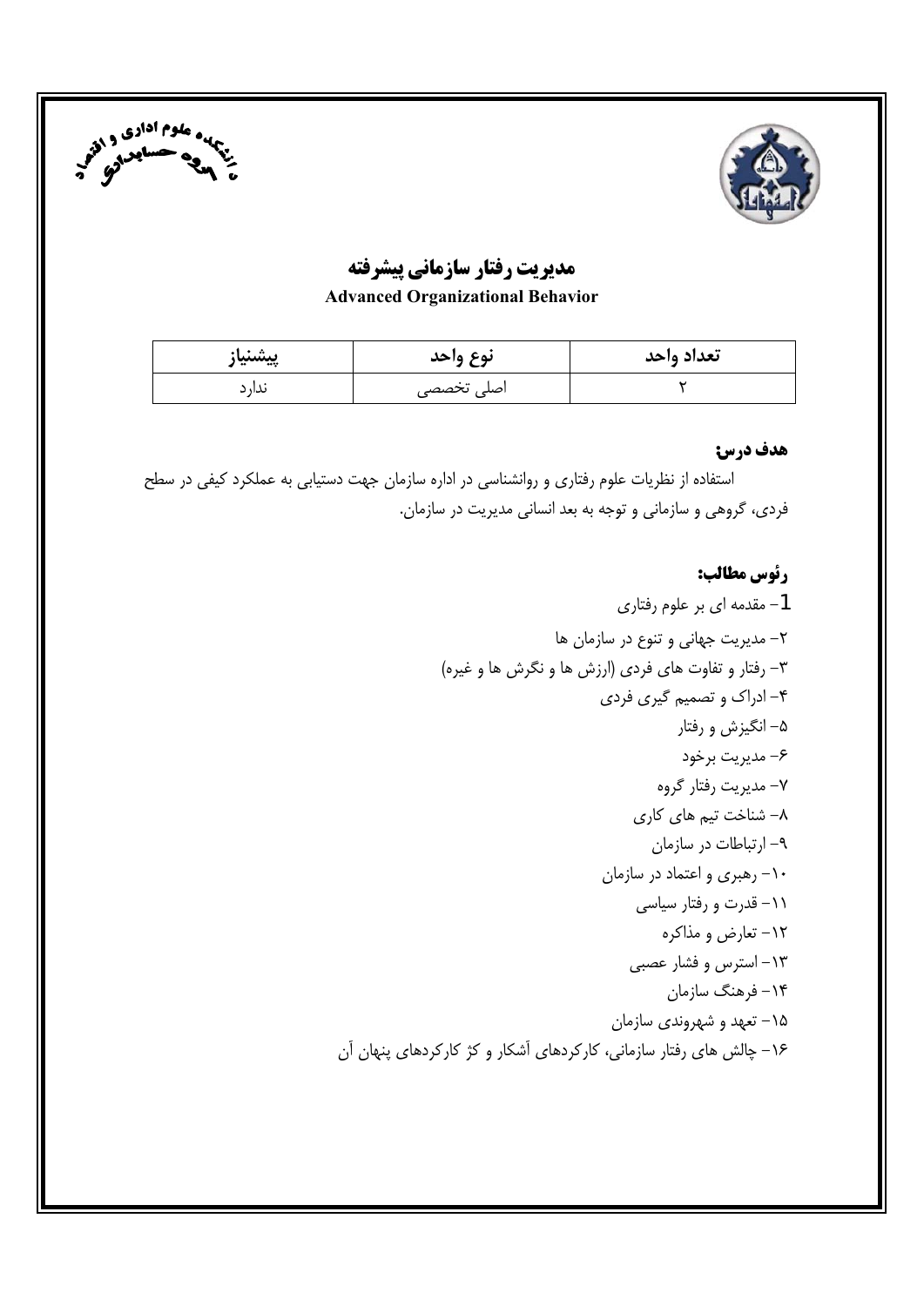# مدیریت رفتار سازمانی پیشرفته

**Advanced Organizational Behavior**

| پیشنیاز | نوع واحد | تعداد واحد |
|---|---|---|
| ندارد | اصلی تخصصی | ۲ |

**هدف درس:**

استفاده از نظریات علوم رفتاری و روانشناسی در اداره سازمان جهت دستیابی به عملکرد کیفی در سطح فردی، گروهی و سازمانی و توجه به بعد انسانی مدیریت در سازمان.

**رئوس مطالب:**

1- مقدمه ای بر علوم رفتاری
۲- مدیریت جهانی و تنوع در سازمان ها
۳- رفتار و تفاوت های فردی (ارزش ها و نگرش ها و غیره)
۴- ادراک و تصمیم گیری فردی
۵- انگیزش و رفتار
۶- مدیریت برخود
۷- مدیریت رفتار گروه
۸- شناخت تیم های کاری
۹- ارتباطات در سازمان
۱۰- رهبری و اعتماد در سازمان
۱۱- قدرت و رفتار سیاسی
۱۲- تعارض و مذاکره
۱۳- استرس و فشار عصبی
۱۴- فرهنگ سازمان
۱۵- تعهد و شهروندی سازمان
۱۶- چالش های رفتار سازمانی، کارکردهای آشکار و کژ کارکردهای پنهان آن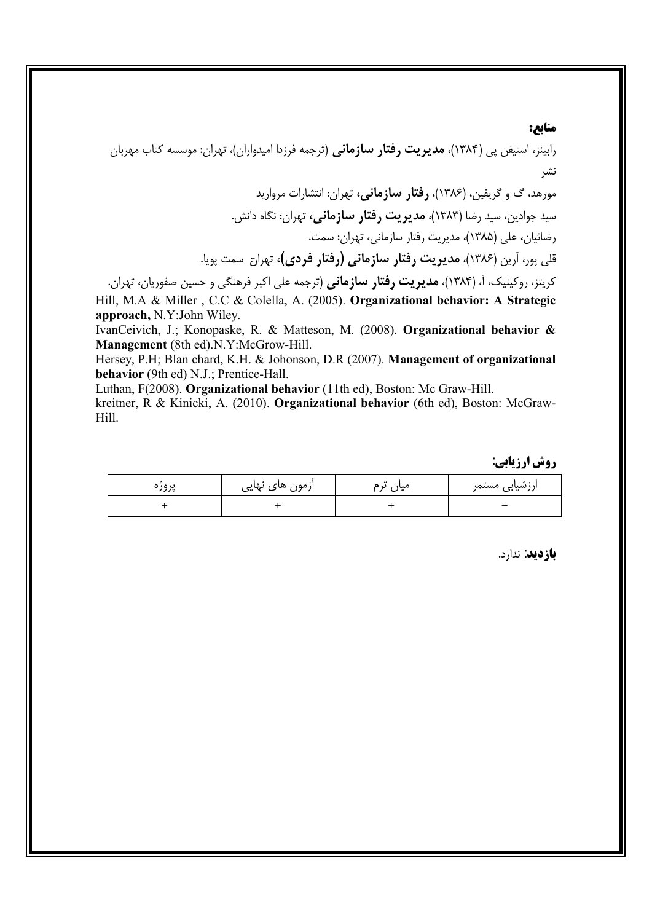**منابع:**

رابینز، استیفن پی (۱۳۸۴)، **مدیریت رفتار سازمانی** (ترجمه فرزدا امیدواران)، تهران: موسسه کتاب مهربان نشر

مورهد، گ و گریفین، (۱۳۸۶)، **رفتار سازمانی،** تهران: انتشارات مروارید

سید جوادین، سید رضا (۱۳۸۳)، **مدیریت رفتار سازمانی،** تهران: نگاه دانش.

رضائیان، علی (۱۳۸۵)، مدیریت رفتار سازمانی، تهران: سمت.

قلی پور، آرین (۱۳۸۶)، **مدیریت رفتار سازمانی (رفتار فردی)،** تهران سمت پویا.

کریتز، روکینیک، آ، (۱۳۸۴)، **مدیریت رفتار سازمانی** (ترجمه علی اکبر فرهنگی و حسین صفوریان، تهران.

Hill, M.A & Miller , C.C & Colella, A. (2005). **Organizational behavior: A Strategic approach,** N.Y:John Wiley.

IvanCeivich, J.; Konopaske, R. & Matteson, M. (2008). **Organizational behavior & Management** (8th ed).N.Y:McGrow-Hill.

Hersey, P.H; Blan chard, K.H. & Johonson, D.R (2007). **Management of organizational behavior** (9th ed) N.J.; Prentice-Hall.

Luthan, F(2008). **Organizational behavior** (11th ed), Boston: Mc Graw-Hill.

kreitner, R & Kinicki, A. (2010). **Organizational behavior** (6th ed), Boston: McGraw-Hill.

**روش ارزیابی:**

| ارزشیابی مستمر | میان ترم | آزمون های نهایی | پروژه |
|---|---|---|---|
| - | + | + | + |

**بازدید:** ندارد.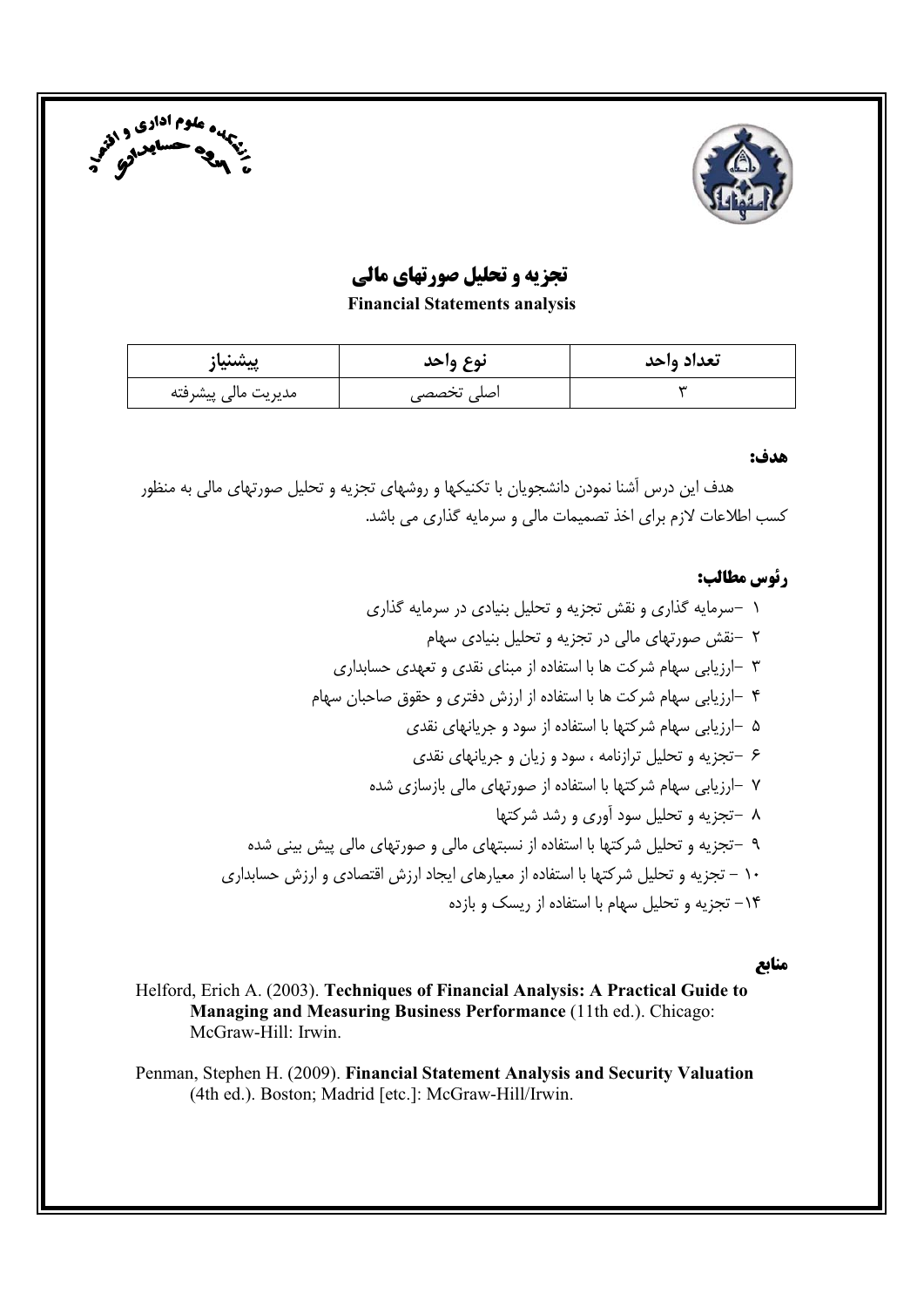# تجزیه و تحلیل صورتهای مالی

**Financial Statements analysis**

| تعداد واحد | نوع واحد | پیشنیاز |
| --- | --- | --- |
| ۳ | اصلی تخصصی | مدیریت مالی پیشرفته |

**هدف:**

هدف این درس آشنا نمودن دانشجویان با تکنیکها و روشهای تجزیه و تحلیل صورتهای مالی به منظور کسب اطلاعات لازم برای اخذ تصمیمات مالی و سرمایه گذاری می باشد.

**رئوس مطالب:**

۱ -سرمایه گذاری و نقش تجزیه و تحلیل بنیادی در سرمایه گذاری

۲ -نقش صورتهای مالی در تجزیه و تحلیل بنیادی سهام

۳ -ارزیابی سهام شرکت ها با استفاده از مبنای نقدی و تعهدی حسابداری

۴ -ارزیابی سهام شرکت ها با استفاده از ارزش دفتری و حقوق صاحبان سهام

۵ -ارزیابی سهام شرکتها با استفاده از سود و جریانهای نقدی

۶ -تجزیه و تحلیل ترازنامه ، سود و زیان و جریانهای نقدی

۷ -ارزیابی سهام شرکتها با استفاده از صورتهای مالی بازسازی شده

۸ -تجزیه و تحلیل سود آوری و رشد شرکتها

۹ -تجزیه و تحلیل شرکتها با استفاده از نسبتهای مالی و صورتهای مالی پیش بینی شده

۱۰ - تجزیه و تحلیل شرکتها با استفاده از معیارهای ایجاد ارزش اقتصادی و ارزش حسابداری

۱۴- تجزیه و تحلیل سهام با استفاده از ریسک و بازده

**منابع**

Helford, Erich A. (2003). **Techniques of Financial Analysis: A Practical Guide to Managing and Measuring Business Performance** (11th ed.). Chicago: McGraw-Hill: Irwin.

Penman, Stephen H. (2009). **Financial Statement Analysis and Security Valuation** (4th ed.). Boston; Madrid [etc.]: McGraw-Hill/Irwin.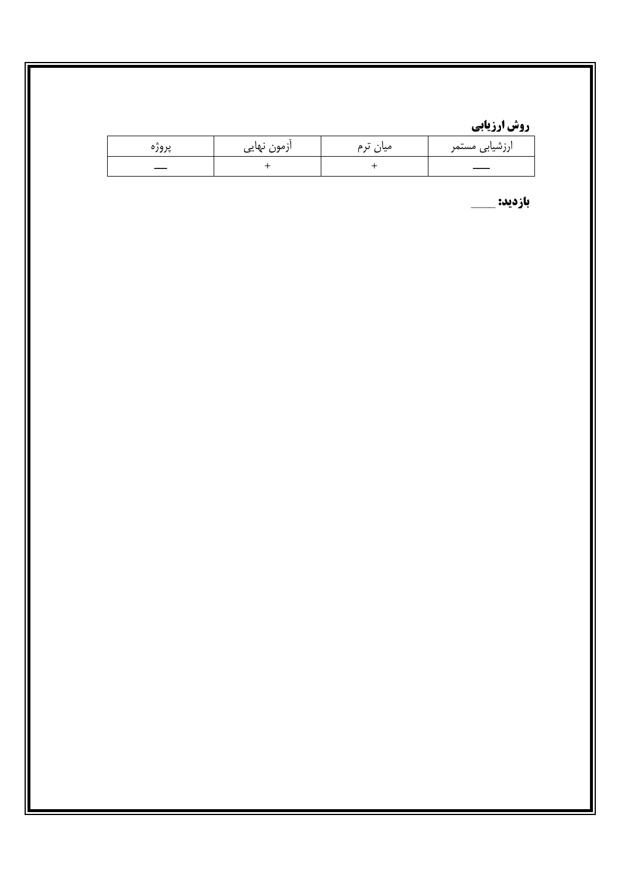**روش ارزیابی**

| ارزشیابی مستمر | میان ترم | آزمون نهایی | پروژه |
| --- | --- | --- | --- |
| ــــ | + | + | ــــ |

**بازدید:** ـــــ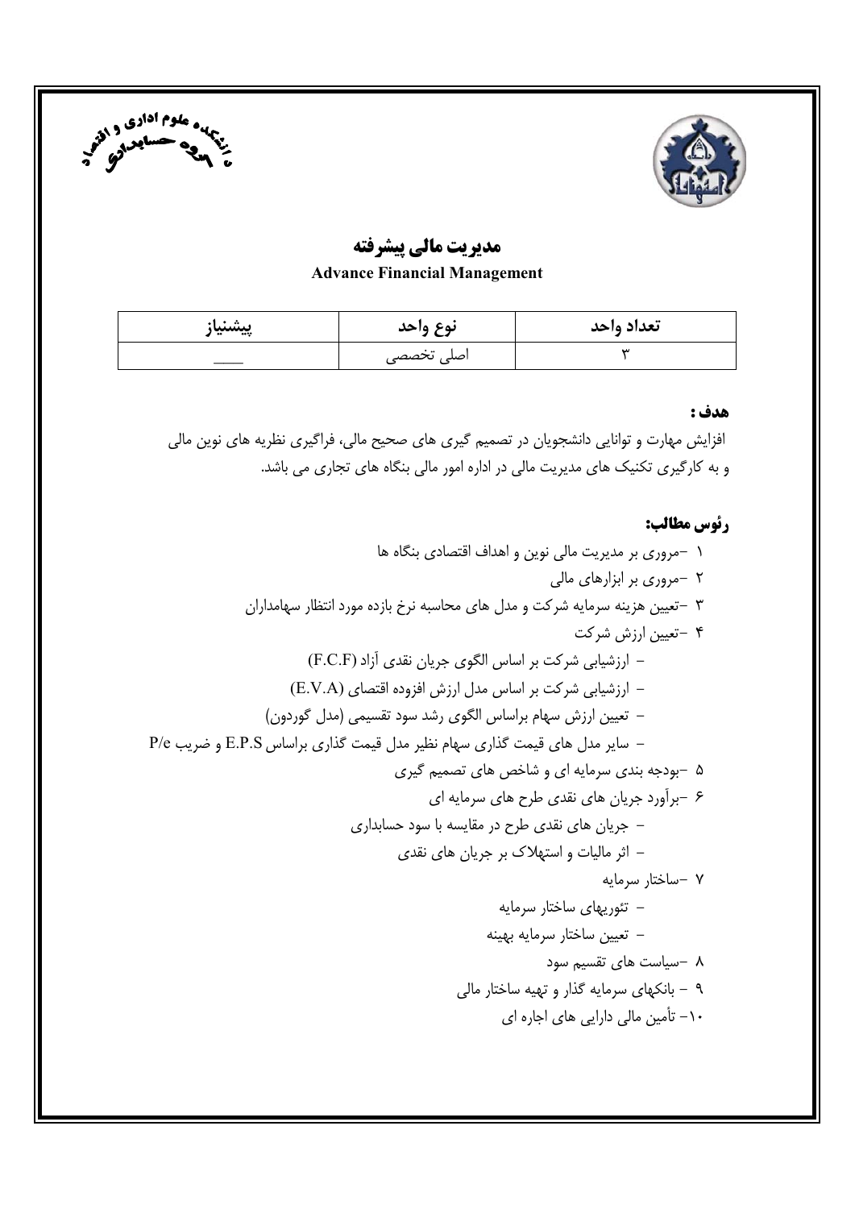# مدیریت مالی پیشرفته

**Advance Financial Management**

| تعداد واحد | نوع واحد | پیشنیاز |
| --- | --- | --- |
| ۳ | اصلی تخصصی | ــــــ |

**هدف :**

افزایش مهارت و توانایی دانشجویان در تصمیم گیری های صحیح مالی، فراگیری نظریه های نوین مالی و به کارگیری تکنیک های مدیریت مالی در اداره امور مالی بنگاه های تجاری می باشد.

**رئوس مطالب:**

۱ –مروری بر مدیریت مالی نوین و اهداف اقتصادی بنگاه ها

۲ –مروری بر ابزارهای مالی

۳ –تعیین هزینه سرمایه شرکت و مدل های محاسبه نرخ بازده مورد انتظار سهامداران

۴ –تعیین ارزش شرکت

- ارزشیابی شرکت بر اساس الگوی جریان نقدی آزاد (F.C.F)
- ارزشیابی شرکت بر اساس مدل ارزش افزوده اقتصای (E.V.A)
- تعیین ارزش سهام براساس الگوی رشد سود تقسیمی (مدل گوردون)
- سایر مدل های قیمت گذاری سهام نظیر مدل قیمت گذاری براساس E.P.S و ضریب P/e

۵ –بودجه بندی سرمایه ای و شاخص های تصمیم گیری

۶ –برآورد جریان های نقدی طرح های سرمایه ای

- جریان های نقدی طرح در مقایسه با سود حسابداری
- اثر مالیات و استهلاک بر جریان های نقدی

۷ –ساختار سرمایه

- تئوریهای ساختار سرمایه
- تعیین ساختار سرمایه بهینه

۸ –سیاست های تقسیم سود

۹ – بانکهای سرمایه گذار و تهیه ساختار مالی

۱۰– تأمین مالی دارایی های اجاره ای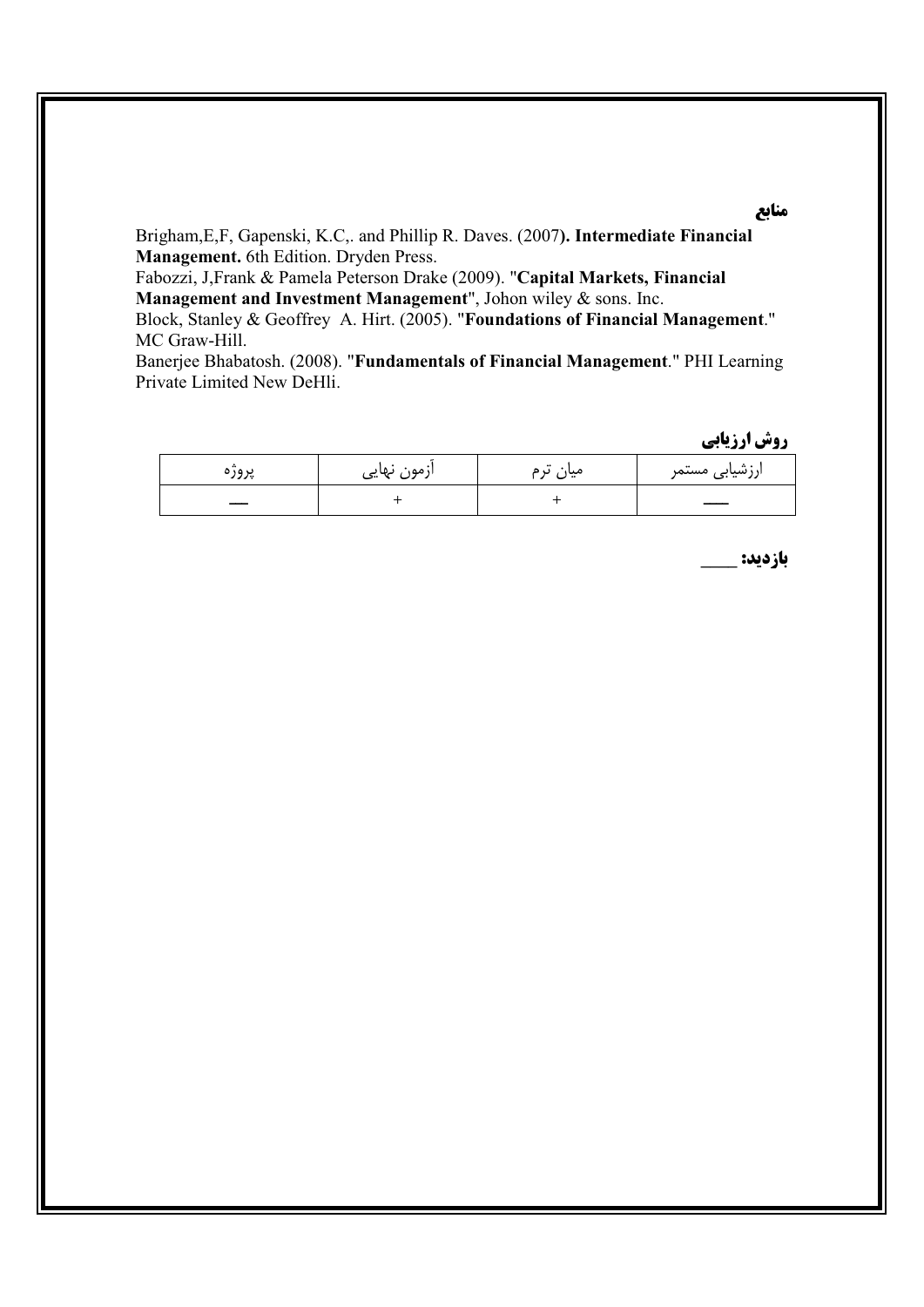**منابع**

Brigham,E,F, Gapenski, K.C,. and Phillip R. Daves. (2007**). Intermediate Financial Management.** 6th Edition. Dryden Press.

Fabozzi, J,Frank & Pamela Peterson Drake (2009). "**Capital Markets, Financial Management and Investment Management**", Johon wiley & sons. Inc.

Block, Stanley & Geoffrey A. Hirt. (2005). "**Foundations of Financial Management**." MC Graw-Hill.

Banerjee Bhabatosh. (2008). "**Fundamentals of Financial Management**." PHI Learning Private Limited New DeHli.

**روش ارزیابی**

| ارزشیابی مستمر | میان ترم | آزمون نهایی | پروژه |
|---|---|---|---|
| — | + | + | — |

**بازدید:** ____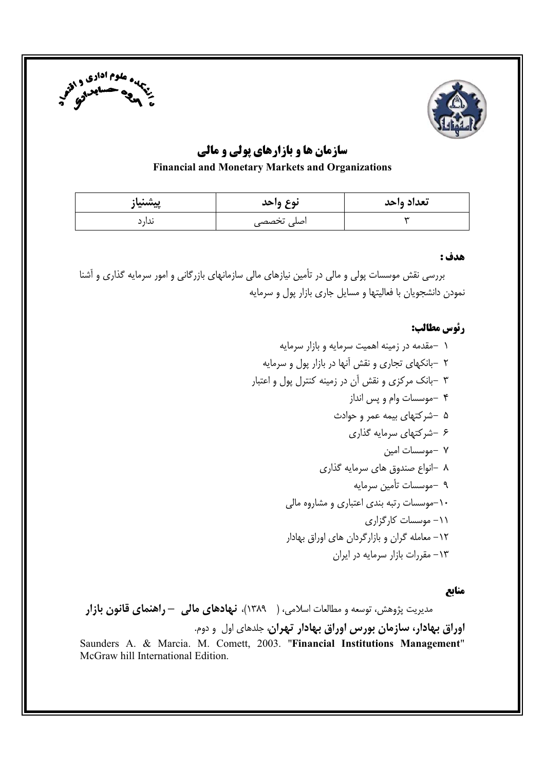# سازمان ها و بازارهای پولی و مالی

**Financial and Monetary Markets and Organizations**

| تعداد واحد | نوع واحد | پیشنیاز |
|---|---|---|
| ۳ | اصلی تخصصی | ندارد |

**هدف :**

بررسی نقش موسسات پولی و مالی در تأمین نیازهای مالی سازمانهای بازرگانی و امور سرمایه گذاری و آشنا نمودن دانشجویان با فعالیتها و مسایل جاری بازار پول و سرمایه

**رئوس مطالب:**

۱ –مقدمه در زمینه اهمیت سرمایه و بازار سرمایه
۲ –بانکهای تجاری و نقش آنها در بازار پول و سرمایه
۳ –بانک مرکزی و نقش آن در زمینه کنترل پول و اعتبار
۴ –موسسات وام و پس انداز
۵ –شرکتهای بیمه عمر و حوادث
۶ –شرکتهای سرمایه گذاری
۷ –موسسات امین
۸ –انواع صندوق های سرمایه گذاری
۹ –موسسات تأمین سرمایه
۱۰–موسسات رتبه بندی اعتباری و مشاوره مالی
۱۱– موسسات کارگزاری
۱۲– معامله گران و بازارگردان های اوراق بهادار
۱۳– مقررات بازار سرمایه در ایران

**منابع**

مدیریت پژوهش، توسعه و مطالعات اسلامی، ( ۱۳۸۹)، **نهادهای مالی – راهنمای قانون بازار اوراق بهادار، سازمان بورس اوراق بهادار تهران**، جلدهای اول و دوم.

Saunders A. & Marcia. M. Comett, 2003. "**Financial Institutions Management**" McGraw hill International Edition.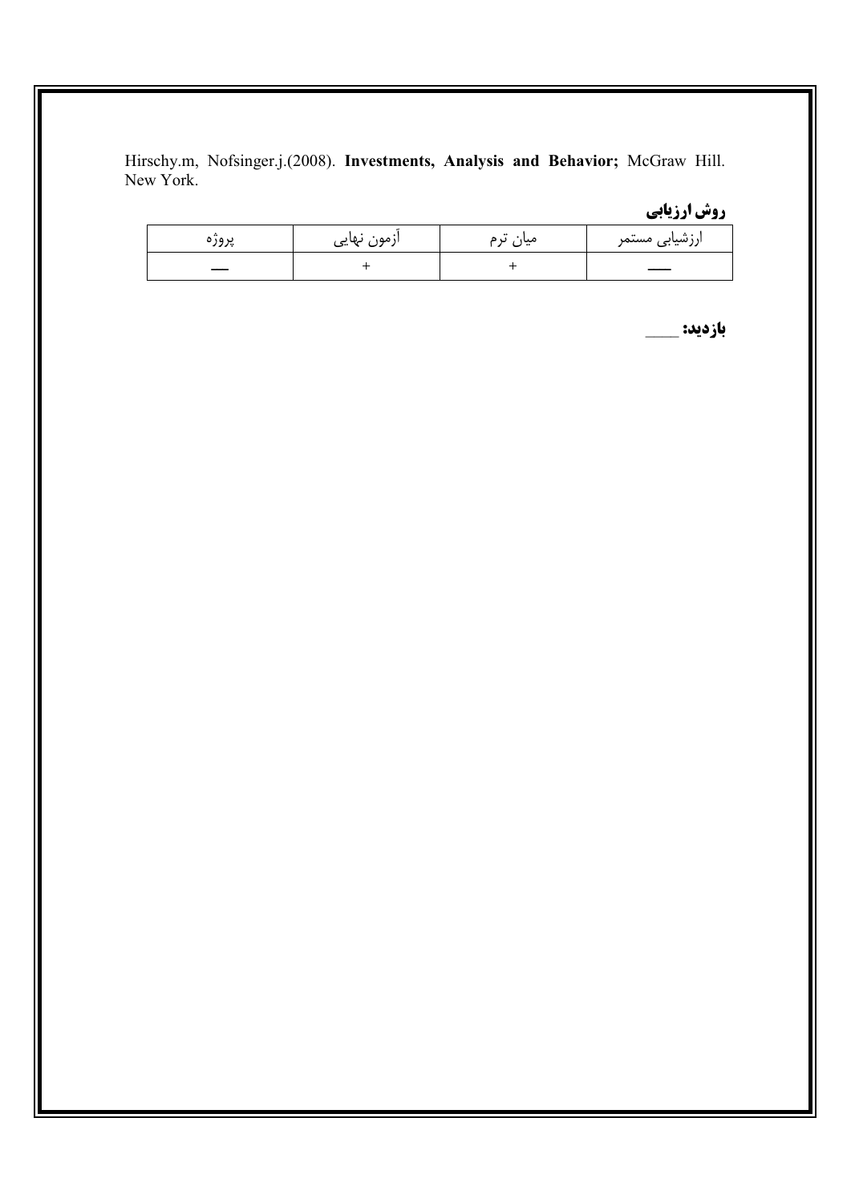Hirschy.m, Nofsinger.j.(2008). **Investments, Analysis and Behavior;** McGraw Hill. New York.

**روش ارزیابی**

| ارزشیابی مستمر | میان ترم | آزمون نهایی | پروژه |
|---|---|---|---|
| ــــ | + | + | ــــ |

**بازدید:** ____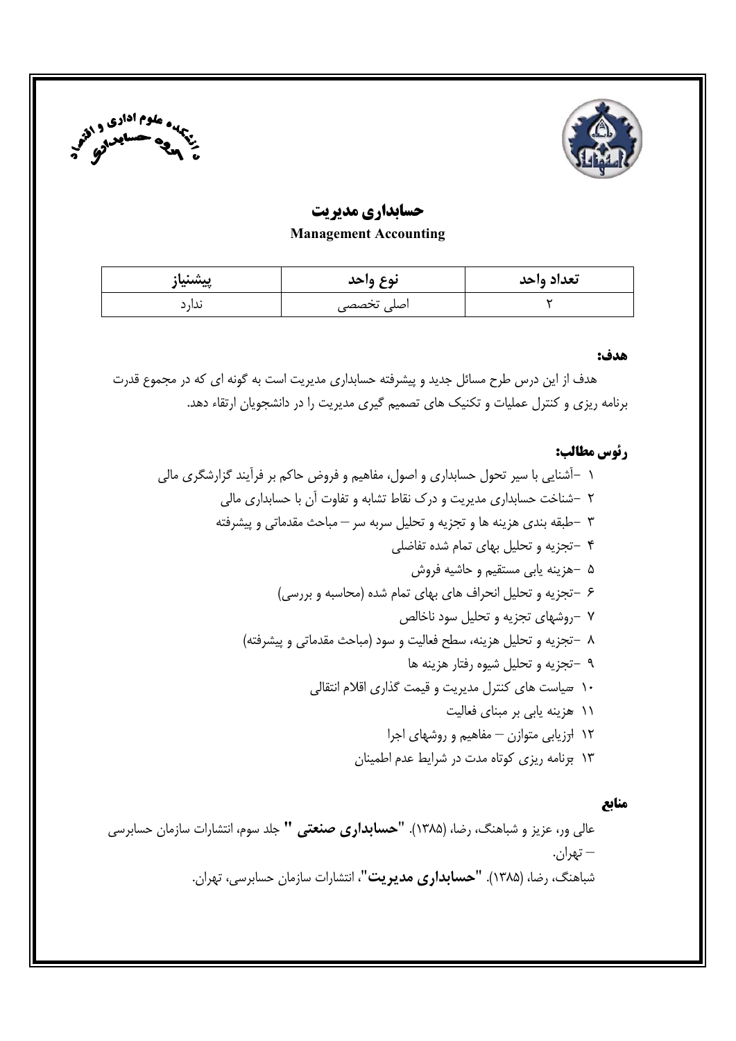## حسابداری مدیریت

**Management Accounting**

| تعداد واحد | نوع واحد | پیشنیاز |
| --- | --- | --- |
| ۲ | اصلی تخصصی | ندارد |

**هدف:**

هدف از این درس طرح مسائل جدید و پیشرفته حسابداری مدیریت است به گونه ای که در مجموع قدرت برنامه ریزی و کنترل عملیات و تکنیک های تصمیم گیری مدیریت را در دانشجویان ارتقاء دهد.

**رئوس مطالب:**

۱ -آشنایی با سیر تحول حسابداری و اصول، مفاهیم و فروض حاکم بر فرآیند گزارشگری مالی
۲ -شناخت حسابداری مدیریت و درک نقاط تشابه و تفاوت آن با حسابداری مالی
۳ -طبقه بندی هزینه ها و تجزیه و تحلیل سربه سر – مباحث مقدماتی و پیشرفته
۴ -تجزیه و تحلیل بهای تمام شده تفاضلی
۵ -هزینه یابی مستقیم و حاشیه فروش
۶ -تجزیه و تحلیل انحراف های بهای تمام شده (محاسبه و بررسی)
۷ -روشهای تجزیه و تحلیل سود ناخالص
۸ -تجزیه و تحلیل هزینه، سطح فعالیت و سود (مباحث مقدماتی و پیشرفته)
۹ -تجزیه و تحلیل شیوه رفتار هزینه ها
۱۰ سیاست های کنترل مدیریت و قیمت گذاری اقلام انتقالی
۱۱ هزینه یابی بر مبنای فعالیت
۱۲ ارزیابی متوازن – مفاهیم و روشهای اجرا
۱۳ برنامه ریزی کوتاه مدت در شرایط عدم اطمینان

**منابع**

عالی ور، عزیز و شباهنگ، رضا، (۱۳۸۵). "**حسابداری صنعتی** " جلد سوم، انتشارات سازمان حسابرسی – تهران.

شباهنگ، رضا، (۱۳۸۵). "**حسابداری مدیریت**"، انتشارات سازمان حسابرسی، تهران.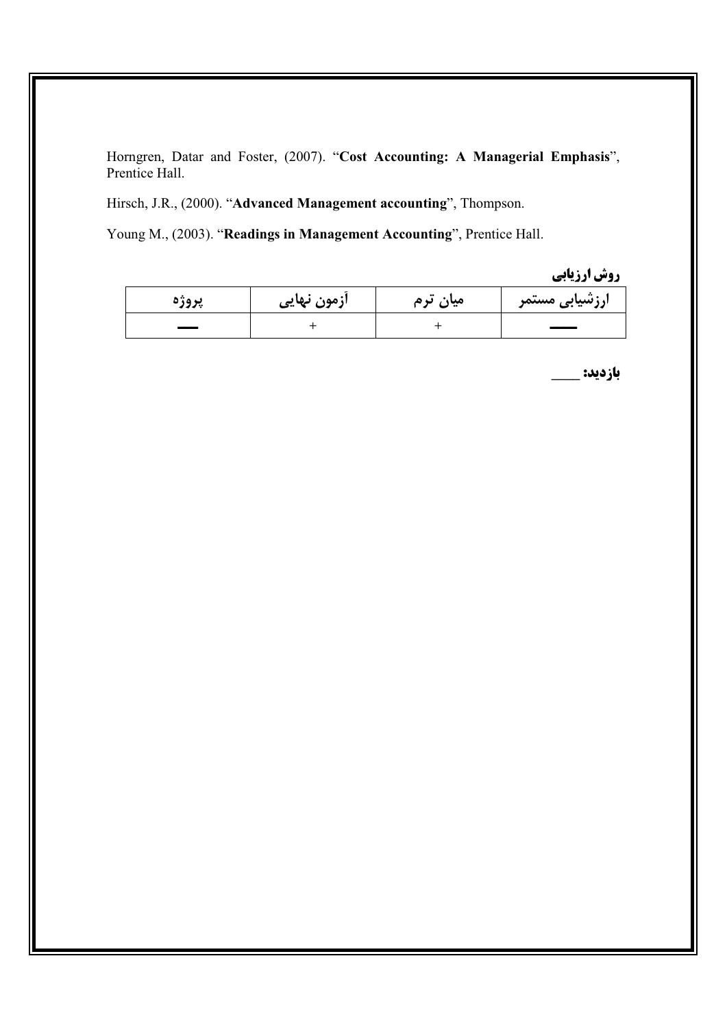Horngren, Datar and Foster, (2007). "**Cost Accounting: A Managerial Emphasis**", Prentice Hall.

Hirsch, J.R., (2000). "**Advanced Management accounting**", Thompson.

Young M., (2003). "**Readings in Management Accounting**", Prentice Hall.

**روش ارزیابی**

| ارزشیابی مستمر | میان ترم | آزمون نهایی | پروژه |
|---|---|---|---|
| ــــ | + | + | ــــ |

**بازدید:** ____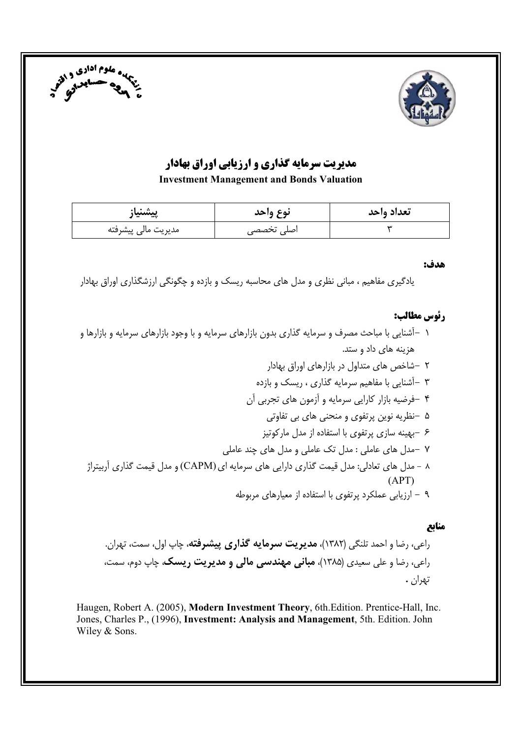# مدیریت سرمایه گذاری و ارزیابی اوراق بهادار

**Investment Management and Bonds Valuation**

| تعداد واحد | نوع واحد | پیشنیاز |
|---|---|---|
| ۳ | اصلی تخصصی | مدیریت مالی پیشرفته |

**هدف:**

یادگیری مفاهیم ، مبانی نظری و مدل های محاسبه ریسک و بازده و چگونگی ارزشگذاری اوراق بهادار

**رئوس مطالب:**

۱ –آشنایی با مباحث مصرف و سرمایه گذاری بدون بازارهای سرمایه و با وجود بازارهای سرمایه و بازارها و هزینه های داد و ستد.

۲ –شاخص های متداول در بازارهای اوراق بهادار

۳ –آشنایی با مفاهیم سرمایه گذاری ، ریسک و بازده

۴ –فرضیه بازار کارایی سرمایه و آزمون های تجربی آن

۵ –نظریه نوین پرتفوی و منحنی های بی تفاوتی

۶ –بهینه سازی پرتفوی با استفاده از مدل مارکوتیز

۷ –مدل های عاملی : مدل تک عاملی و مدل های چند عاملی

۸ – مدل های تعادلی: مدل قیمت گذاری دارایی های سرمایه ای (CAPM) و مدل قیمت گذاری آربیتراژ (APT)

۹ – ارزیابی عملکرد پرتفوی با استفاده از معیارهای مربوطه

**منابع**

راعی، رضا و احمد تلنگی (۱۳۸۲)، **مدیریت سرمایه گذاری پیشرفته**، چاپ اول، سمت، تهران.

راعی، رضا و علی سعیدی (۱۳۸۵)، **مبانی مهندسی مالی و مدیریت ریسک**، چاپ دوم، سمت، تهران .

Haugen, Robert A. (2005), **Modern Investment Theory**, 6th.Edition. Prentice-Hall, Inc.

Jones, Charles P., (1996), **Investment: Analysis and Management**, 5th. Edition. John Wiley & Sons.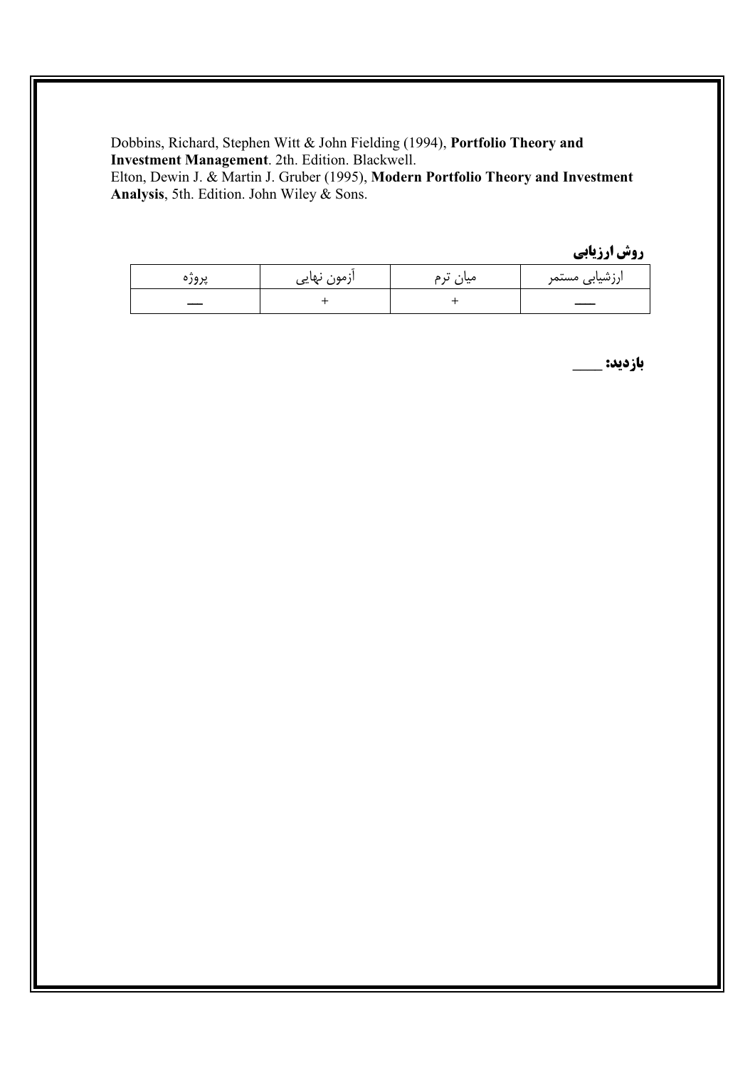Dobbins, Richard, Stephen Witt & John Fielding (1994), **Portfolio Theory and Investment Management**. 2th. Edition. Blackwell.
Elton, Dewin J. & Martin J. Gruber (1995), **Modern Portfolio Theory and Investment Analysis**, 5th. Edition. John Wiley & Sons.

**روش ارزیابی**

| ارزشیابی مستمر | میان ترم | آزمون نهایی | پروژه |
|---|---|---|---|
| — | + | + | — |

**بازدید:** ___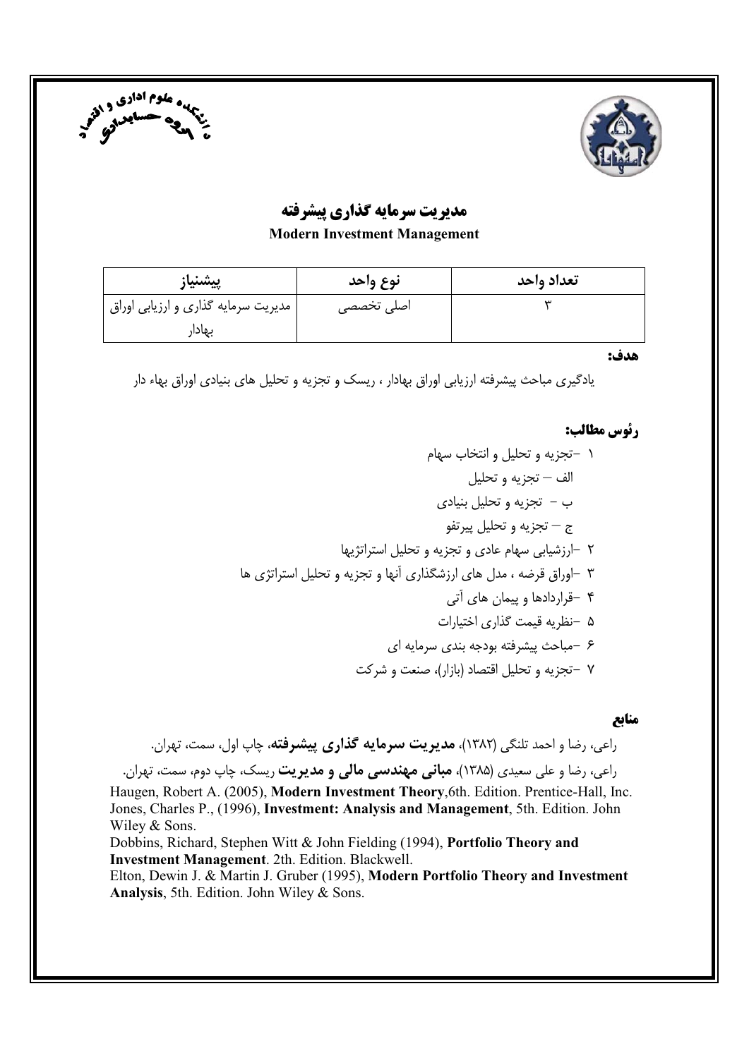# مدیریت سرمایه گذاری پیشرفته

**Modern Investment Management**

| پیشنیاز | نوع واحد | تعداد واحد |
| --- | --- | --- |
| مدیریت سرمایه گذاری و ارزیابی اوراق بهادار | اصلی تخصصی | ۳ |

**هدف:**

یادگیری مباحث پیشرفته ارزیابی اوراق بهادار ، ریسک و تجزیه و تحلیل های بنیادی اوراق بهاء دار

**رئوس مطالب:**

۱ –تجزیه و تحلیل و انتخاب سهام
- الف – تجزیه و تحلیل
- ب – تجزیه و تحلیل بنیادی
- ج – تجزیه و تحلیل پیرتفو

۲ –ارزشیابی سهام عادی و تجزیه و تحلیل استراتژیها

۳ –اوراق قرضه ، مدل های ارزشگذاری آنها و تجزیه و تحلیل استراتژی ها

۴ –قراردادها و پیمان های آتی

۵ –نظریه قیمت گذاری اختیارات

۶ –مباحث پیشرفته بودجه بندی سرمایه ای

۷ –تجزیه و تحلیل اقتصاد (بازار)، صنعت و شرکت

**منابع**

راعی، رضا و احمد تلنگی (۱۳۸۲)، **مدیریت سرمایه گذاری پیشرفته**، چاپ اول، سمت، تهران.

راعی، رضا و علی سعیدی (۱۳۸۵)، **مبانی مهندسی مالی و مدیریت** ریسک، چاپ دوم، سمت، تهران.

Haugen, Robert A. (2005), **Modern Investment Theory**,6th. Edition. Prentice-Hall, Inc.

Jones, Charles P., (1996), **Investment: Analysis and Management**, 5th. Edition. John Wiley & Sons.

Dobbins, Richard, Stephen Witt & John Fielding (1994), **Portfolio Theory and Investment Management**. 2th. Edition. Blackwell.

Elton, Dewin J. & Martin J. Gruber (1995), **Modern Portfolio Theory and Investment Analysis**, 5th. Edition. John Wiley & Sons.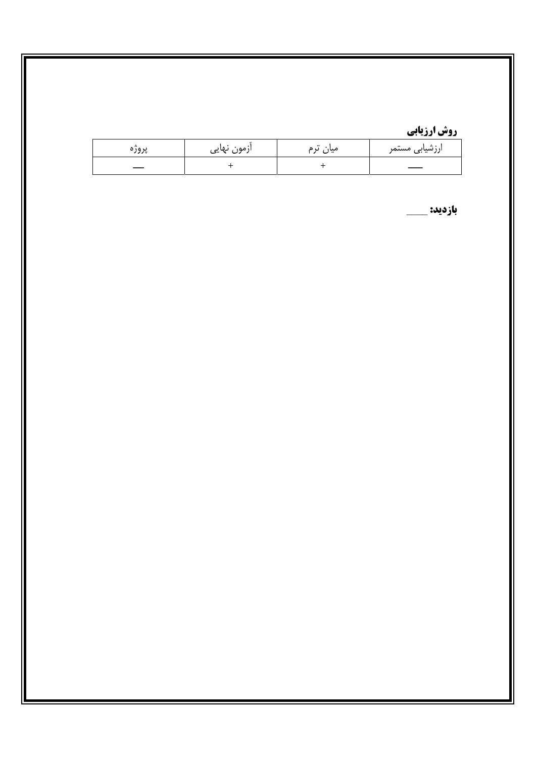**روش ارزیابی**

| ارزشیابی مستمر | میان ترم | آزمون نهایی | پروژه |
| --- | --- | --- | --- |
| — | + | + | — |

**بازدید:** ___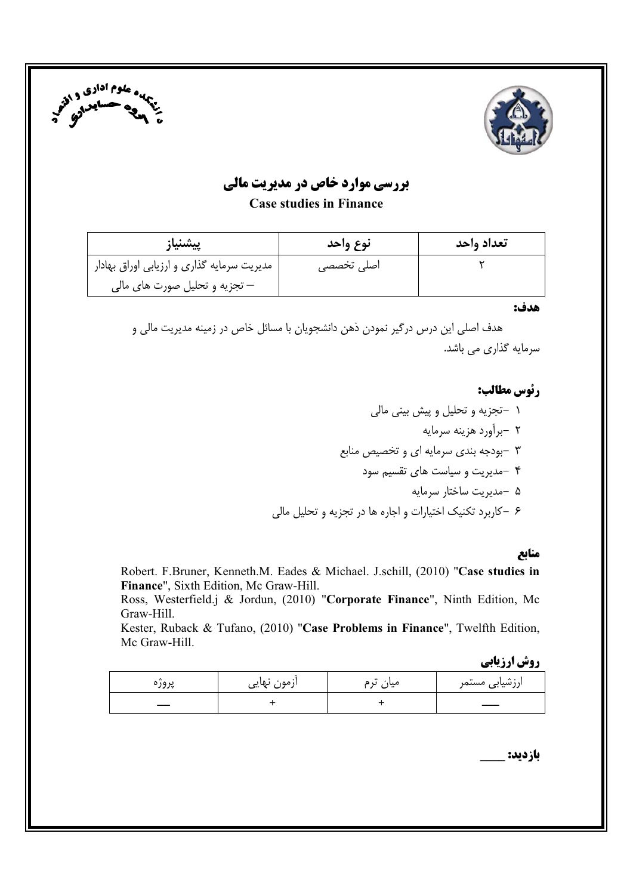# بررسی موارد خاص در مدیریت مالی

**Case studies in Finance**

| تعداد واحد | نوع واحد | پیشنیاز |
| --- | --- | --- |
| ۲ | اصلی تخصصی | مدیریت سرمایه گذاری و ارزیابی اوراق بهادار – تجزیه و تحلیل صورت های مالی |

**هدف:**

هدف اصلی این درس درگیر نمودن ذهن دانشجویان با مسائل خاص در زمینه مدیریت مالی و سرمایه گذاری می باشد.

**رئوس مطالب:**

۱ –تجزیه و تحلیل و پیش بینی مالی

۲ –برآورد هزینه سرمایه

۳ –بودجه بندی سرمایه ای و تخصیص منابع

۴ –مدیریت و سیاست های تقسیم سود

۵ –مدیریت ساختار سرمایه

۶ –کاربرد تکنیک اختیارات و اجاره ها در تجزیه و تحلیل مالی

**منابع**

Robert. F.Bruner, Kenneth.M. Eades & Michael. J.schill, (2010) "**Case studies in Finance**", Sixth Edition, Mc Graw-Hill.

Ross, Westerfield.j & Jordun, (2010) "**Corporate Finance**", Ninth Edition, Mc Graw-Hill.

Kester, Ruback & Tufano, (2010) "**Case Problems in Finance**", Twelfth Edition, Mc Graw-Hill.

**روش ارزیابی**

| ارزشیابی مستمر | میان ترم | آزمون نهایی | پروژه |
| --- | --- | --- | --- |
| — | + | + | — |

**بازدید:** ____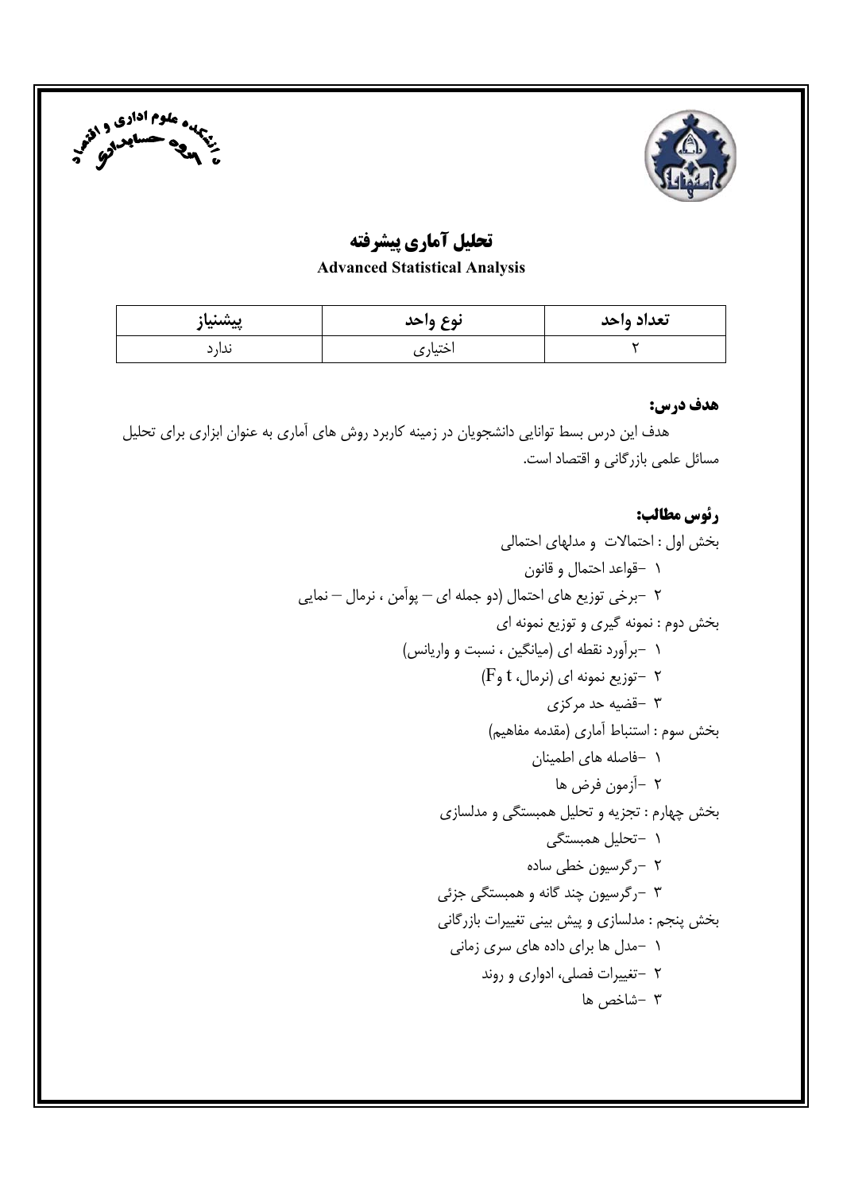# تحلیل آماری پیشرفته

**Advanced Statistical Analysis**

| پیشنیاز | نوع واحد | تعداد واحد |
|---|---|---|
| ندارد | اختیاری | ۲ |

**هدف درس:**

هدف این درس بسط توانایی دانشجویان در زمینه کاربرد روش های آماری به عنوان ابزاری برای تحلیل مسائل علمی بازرگانی و اقتصاد است.

**رئوس مطالب:**

بخش اول : احتمالات و مدلهای احتمالی

۱ -قواعد احتمال و قانون

۲ -برخی توزیع های احتمال (دو جمله ای – پوآمن ، نرمال – نمایی

بخش دوم : نمونه گیری و توزیع نمونه ای

۱ -برآورد نقطه ای (میانگین ، نسبت و واریانس)

۲ -توزیع نمونه ای (نرمال، t و F)

۳ -قضیه حد مرکزی

بخش سوم : استنباط آماری (مقدمه مفاهیم)

۱ -فاصله های اطمینان

۲ -آزمون فرض ها

بخش چهارم : تجزیه و تحلیل همبستگی و مدلسازی

۱ -تحلیل همبستگی

۲ -رگرسیون خطی ساده

۳ -رگرسیون چند گانه و همبستگی جزئی

بخش پنجم : مدلسازی و پیش بینی تغییرات بازرگانی

۱ -مدل ها برای داده های سری زمانی

۲ -تغییرات فصلی، ادواری و روند

۳ -شاخص ها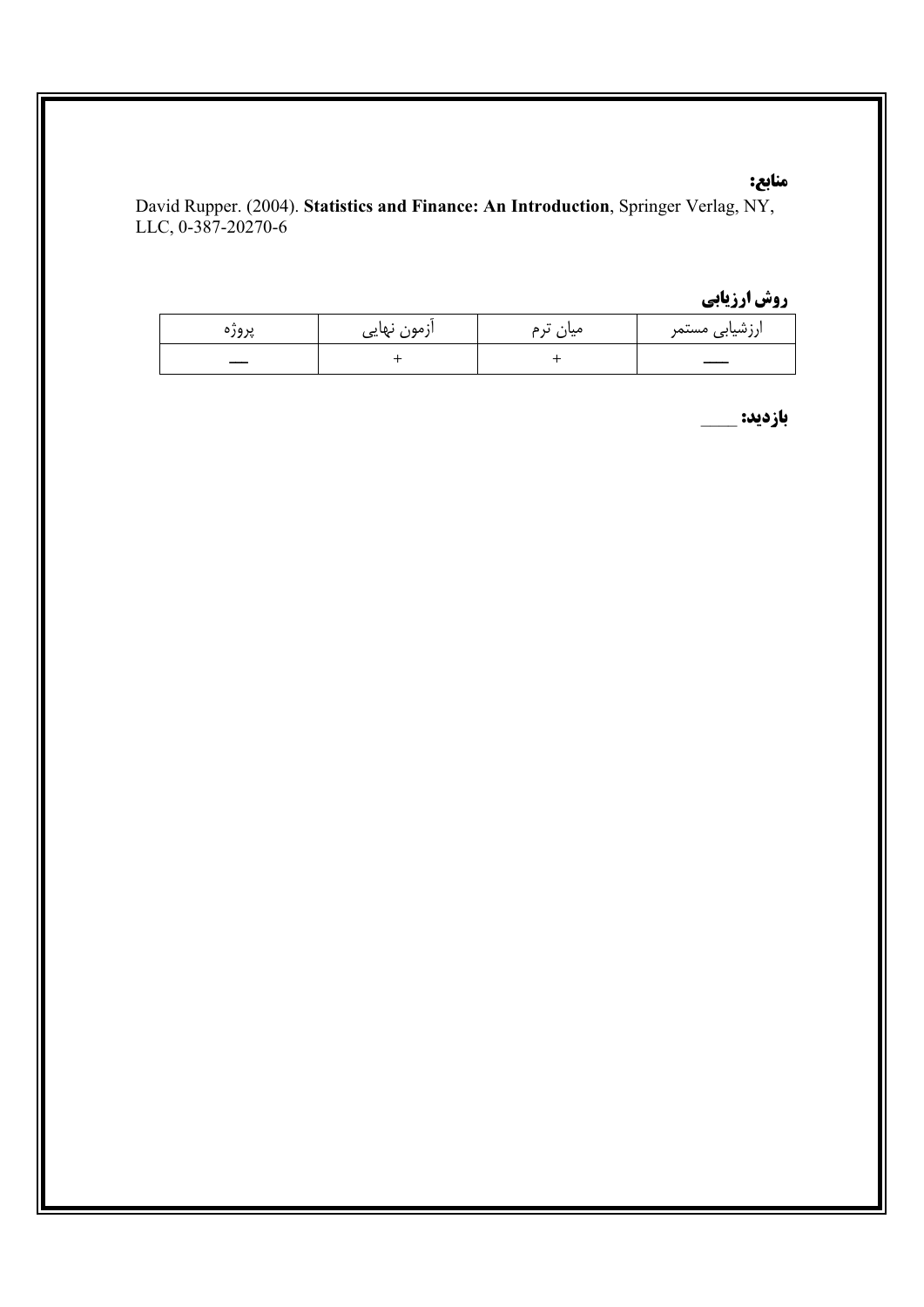**منابع:**

David Rupper. (2004). **Statistics and Finance: An Introduction**, Springer Verlag, NY, LLC, 0-387-20270-6

**روش ارزیابی**

| ارزشیابی مستمر | میان ترم | آزمون نهایی | پروژه |
|---|---|---|---|
| — | + | + | — |

**بازدید:** ____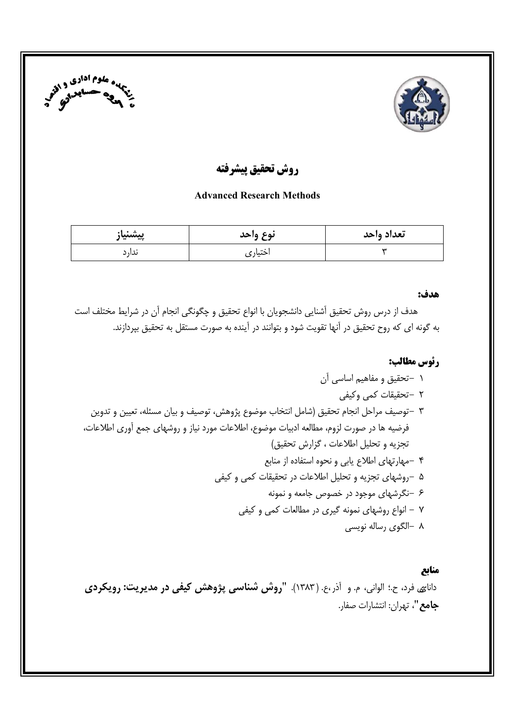# روش تحقیق پیشرفته

**Advanced Research Methods**

| پیشنیاز | نوع واحد | تعداد واحد |
| --- | --- | --- |
| ندارد | اختیاری | ۳ |

**هدف:**

هدف از درس روش تحقیق آشنایی دانشجویان با انواع تحقیق و چگونگی انجام آن در شرایط مختلف است به گونه ای که روح تحقیق در آنها تقویت شود و بتوانند در آینده به صورت مستقل به تحقیق بپردازند.

**رئوس مطالب:**

۱ -تحقیق و مفاهیم اساسی آن
۲ -تحقیقات کمی وکیفی
۳ -توصیف مراحل انجام تحقیق (شامل انتخاب موضوع پژوهش، توصیف و بیان مسئله، تعیین و تدوین فرضیه ها در صورت لزوم، مطالعه ادبیات موضوع، اطلاعات مورد نیاز و روشهای جمع آوری اطلاعات، تجزیه و تحلیل اطلاعات ، گزارش تحقیق)
۴ -مهارتهای اطلاع یابی و نحوه استفاده از منابع
۵ -روشهای تجزیه و تحلیل اطلاعات در تحقیقات کمی و کیفی
۶ -نگرشهای موجود در خصوص جامعه و نمونه
۷ - انواع روشهای نمونه گیری در مطالعات کمی و کیفی
۸ -الگوی رساله نویسی

**منابع**

دانایی فرد، ح.؛ الوانی، م. و آذر،ع. (۱۳۸۳). "**روش شناسی پژوهش کیفی در مدیریت: رویکردی جامع**"، تهران: انتشارات صفار.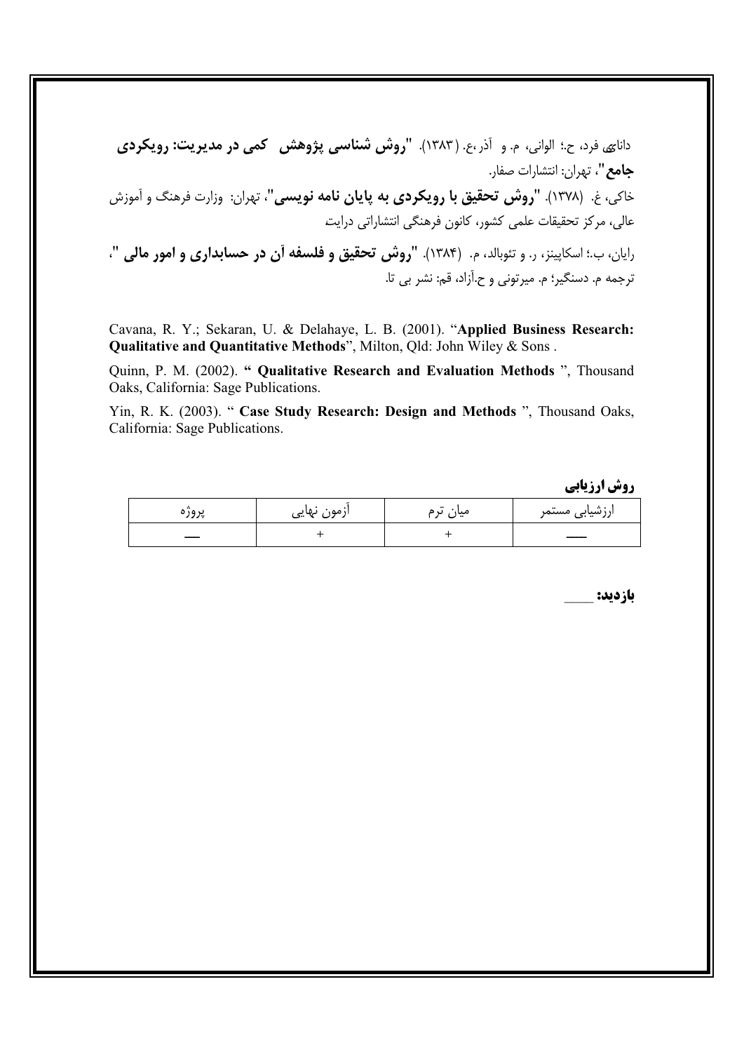دانایی فرد، ح.؛ الوانی، م. و آذر،ع. (۱۳۸۳). "**روش شناسی پژوهش کمی در مدیریت: رویکردی جامع**"، تهران: انتشارات صفار.

خاکی، غ. (۱۳۷۸). "**روش تحقیق با رویکردی به پایان نامه نویسی**"، تهران: وزارت فرهنگ و آموزش عالی، مرکز تحقیقات علمی کشور، کانون فرهنگی انتشاراتی درایت

رایان، ب.؛ اسکاپینز، ر. و تئوبالد، م. (۱۳۸۴). "**روش تحقیق و فلسفه آن در حسابداری و امور مالی** "، ترجمه م. دسنگیر؛ م. میرتونی و ح.آزاد، قم: نشر بی تا.

Cavana, R. Y.; Sekaran, U. & Delahaye, L. B. (2001). "**Applied Business Research: Qualitative and Quantitative Methods**", Milton, Qld: John Wiley & Sons .

Quinn, P. M. (2002). "**Qualitative Research and Evaluation Methods** ", Thousand Oaks, California: Sage Publications.

Yin, R. K. (2003). " **Case Study Research: Design and Methods** ", Thousand Oaks, California: Sage Publications.

**روش ارزیابی**

| ارزشیابی مستمر | میان ترم | آزمون نهایی | پروژه |
|---|---|---|---|
| — | + | + | — |

**بازدید:** ____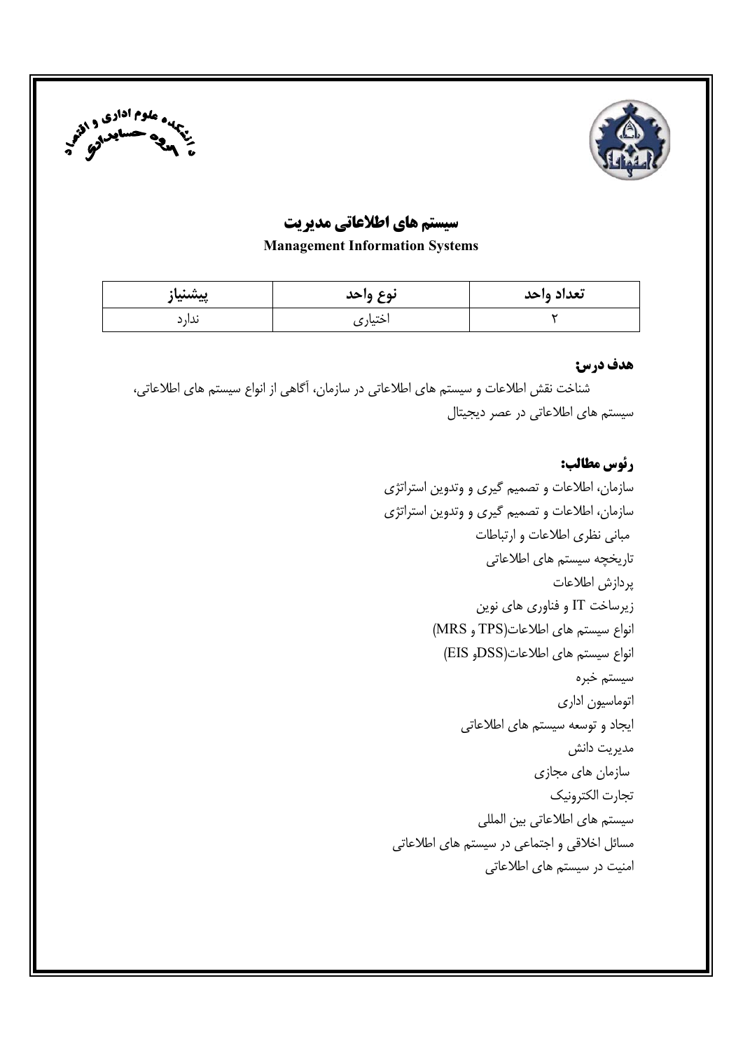# سیستم های اطلاعاتی مدیریت

**Management Information Systems**

| تعداد واحد | نوع واحد | پیشنیاز |
|---|---|---|
| ۲ | اختیاری | ندارد |

**هدف درس:**

شناخت نقش اطلاعات و سیستم های اطلاعاتی در سازمان، آگاهی از انواع سیستم های اطلاعاتی، سیستم های اطلاعاتی در عصر دیجیتال

**رئوس مطالب:**

سازمان، اطلاعات و تصمیم گیری و وتدوین استراتژی
سازمان، اطلاعات و تصمیم گیری و وتدوین استراتژی
مبانی نظری اطلاعات و ارتباطات
تاریخچه سیستم های اطلاعاتی
پردازش اطلاعات
زیرساخت IT و فناوری های نوین
انواع سیستم های اطلاعات(TPS و MRS)
انواع سیستم های اطلاعات(DSSو EIS)
سیستم خبره
اتوماسیون اداری
ایجاد و توسعه سیستم های اطلاعاتی
مدیریت دانش
سازمان های مجازی
تجارت الکترونیک
سیستم های اطلاعاتی بین المللی
مسائل اخلاقی و اجتماعی در سیستم های اطلاعاتی
امنیت در سیستم های اطلاعاتی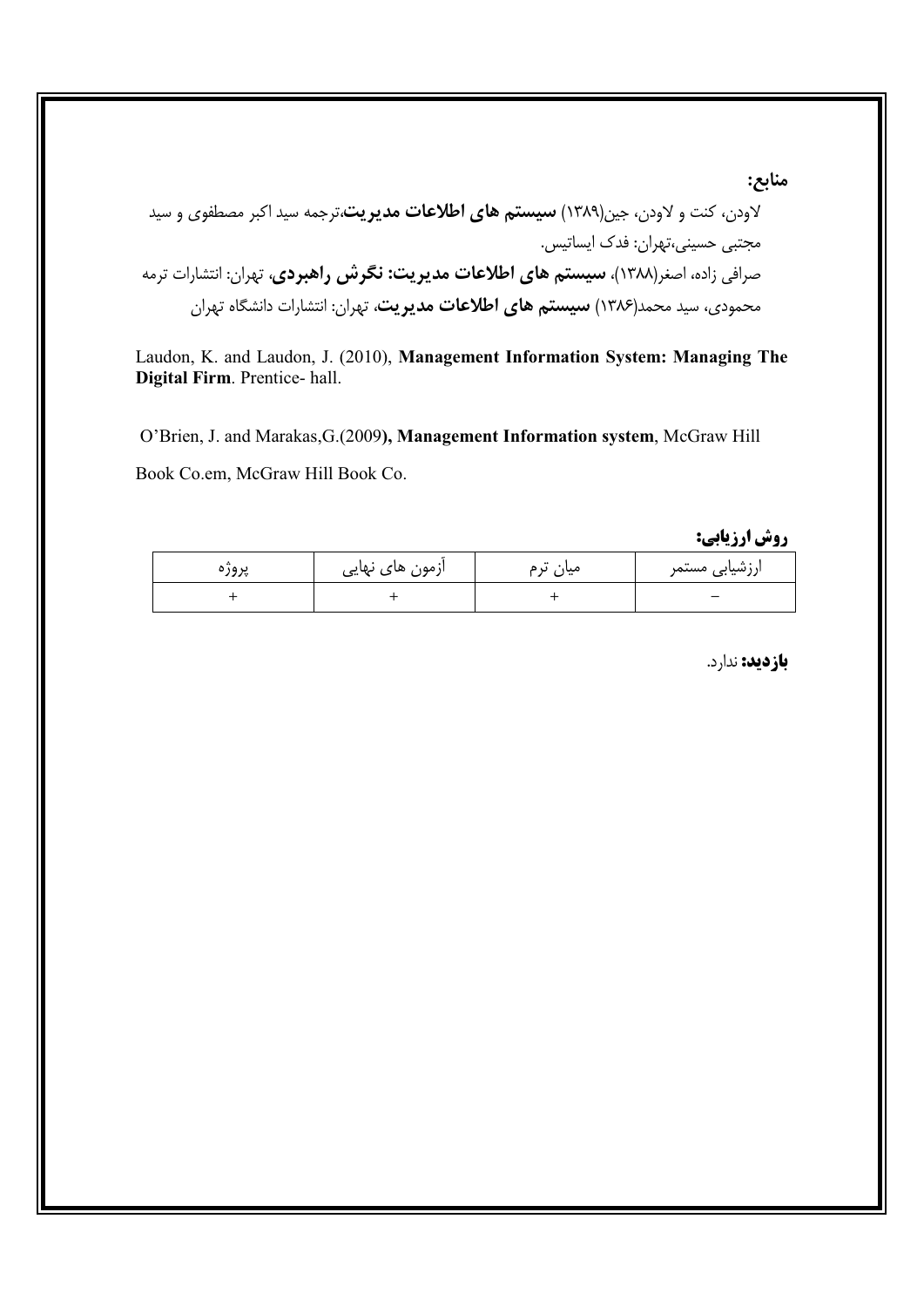**منابع:**

لاودن، کنت و لاودن، جین(۱۳۸۹) **سیستم های اطلاعات مدیریت**،ترجمه سید اکبر مصطفوی و سید مجتبی حسینی،تهران: فدک ایساتیس.

صرافی زاده، اصغر(۱۳۸۸)، **سیستم های اطلاعات مدیریت: نگرش راهبردی**، تهران: انتشارات ترمه

محمودی، سید محمد(۱۳۸۶) **سیستم های اطلاعات مدیریت**، تهران: انتشارات دانشگاه تهران

Laudon, K. and Laudon, J. (2010), **Management Information System: Managing The Digital Firm**. Prentice- hall.

O'Brien, J. and Marakas,G.(2009**), Management Information system**, McGraw Hill Book Co.em, McGraw Hill Book Co.

**روش ارزیابی:**

| ارزشیابی مستمر | میان ترم | آزمون های نهایی | پروژه |
|---|---|---|---|
| − | + | + | + |

**بازدید:** ندارد.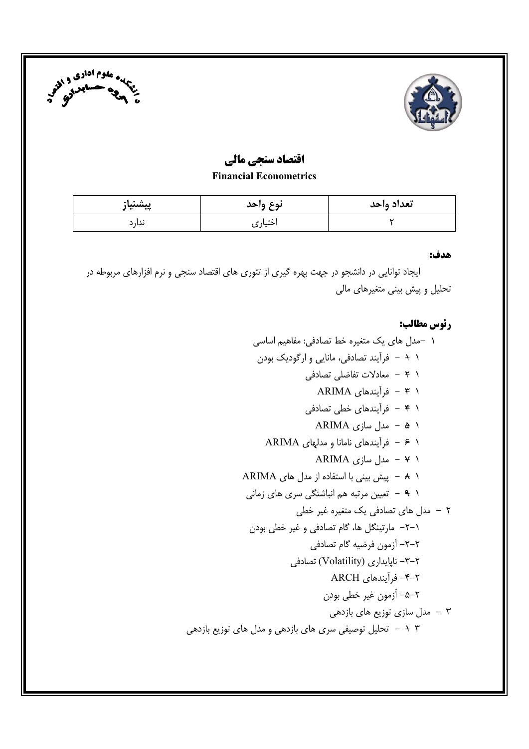# اقتصاد سنجی مالی

**Financial Econometrics**

| پیشنیاز | نوع واحد | تعداد واحد |
| --- | --- | --- |
| ندارد | اختیاری | ۲ |

**هدف:**

ایجاد توانایی در دانشجو در جهت بهره گیری از تئوری های اقتصاد سنجی و نرم افزارهای مربوطه در تحلیل و پیش بینی متغیرهای مالی

**رئوس مطالب:**

۱ –مدل های یک متغیره خط تصادفی: مفاهیم اساسی

۱ ۱ – فرآیند تصادفی، مانایی و ارگودیک بودن

۱ ۲ – معادلات تفاضلی تصادفی

۱ ۳ – فرآیندهای ARIMA

۱ ۴ – فرآیندهای خطی تصادفی

۱ ۵ – مدل سازی ARIMA

۱ ۶ – فرآیندهای نامانا و مدلهای ARIMA

۱ ۷ – مدل سازی ARIMA

۱ ۸ – پیش بینی با استفاده از مدل های ARIMA

۱ ۹ – تعیین مرتبه هم انباشتگی سری های زمانی

۲ – مدل های تصادفی یک متغیره غیر خطی

۲-۱- مارتینگل ها، گام تصادفی و غیر خطی بودن

۲-۲- آزمون فرضیه گام تصادفی

۲-۳- ناپایداری (Volatility) تصادفی

۲-۴- فرآیندهای ARCH

۲-۵- آزمون غیر خطی بودن

۳ – مدل سازی توزیع های بازدهی

۳ ۱ – تحلیل توصیفی سری های بازدهی و مدل های توزیع بازدهی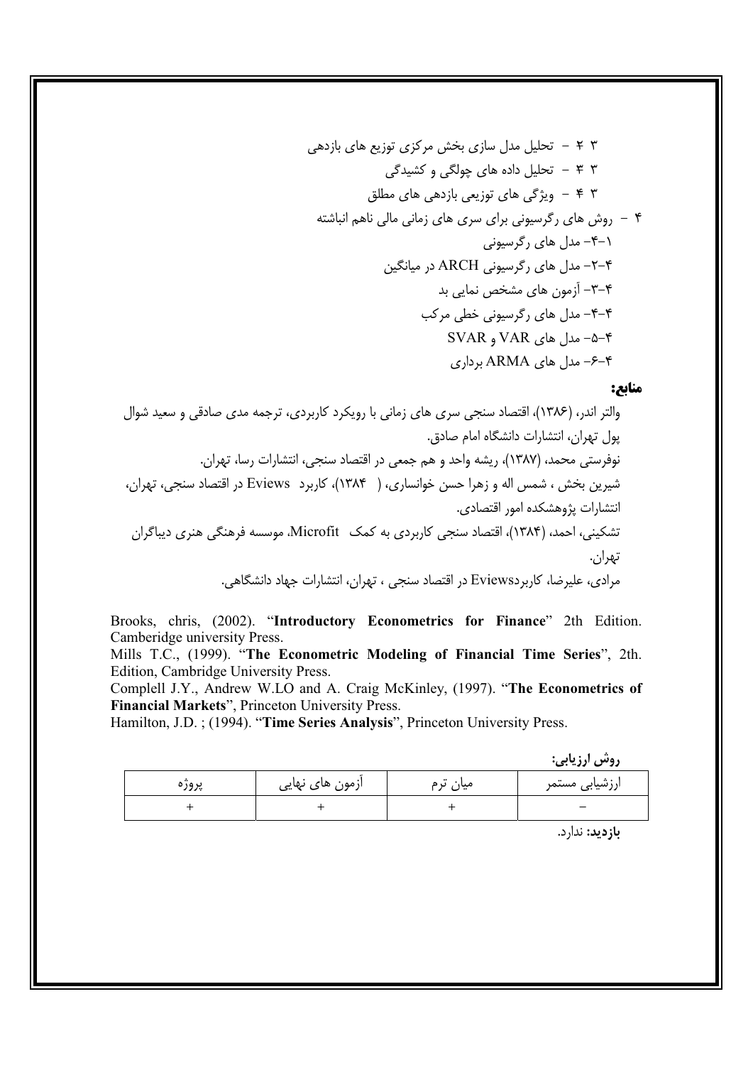۳ ۲ – تحلیل مدل سازی بخش مرکزی توزیع های بازدهی

۳ ۳ – تحلیل داده های چولگی و کشیدگی

۳ ۴ – ویژگی های توزیعی بازدهی های مطلق

۴ – روش های رگرسیونی برای سری های زمانی مالی ناهم انباشته

۴-۱- مدل های رگرسیونی

۴-۲- مدل های رگرسیونی ARCH در میانگین

۴-۳- آزمون های مشخص نمایی بد

۴-۴- مدل های رگرسیونی خطی مرکب

۴-۵- مدل های VAR و SVAR

۴-۶- مدل های ARMA برداری

**منابع:**

والتر اندر، (۱۳۸۶)، اقتصاد سنجی سری های زمانی با رویکرد کاربردی، ترجمه مدی صادقی و سعید شوال پول تهران، انتشارات دانشگاه امام صادق.

نوفرستی محمد، (۱۳۸۷)، ریشه واحد و هم جمعی در اقتصاد سنجی، انتشارات رسا، تهران.

شیرین بخش ، شمس اله و زهرا حسن خوانساری، ( ۱۳۸۴)، کاربرد Eviews در اقتصاد سنجی، تهران، انتشارات پژوهشکده امور اقتصادی.

تشکینی، احمد، (۱۳۸۴)، اقتصاد سنجی کاربردی به کمک Microfit، موسسه فرهنگی هنری دیباگران تهران.

مرادی، علیرضا، کاربردEviews در اقتصاد سنجی ، تهران، انتشارات جهاد دانشگاهی.

Brooks, chris, (2002). "**Introductory Econometrics for Finance**" 2th Edition. Camberidge university Press.

Mills T.C., (1999). "**The Econometric Modeling of Financial Time Series**", 2th. Edition, Cambridge University Press.

Complell J.Y., Andrew W.LO and A. Craig McKinley, (1997). "**The Econometrics of Financial Markets**", Princeton University Press.

Hamilton, J.D. ; (1994). "**Time Series Analysis**", Princeton University Press.

**روش ارزیابی:**

| ارزشیابی مستمر | میان ترم | آزمون های نهایی | پروژه |
|---|---|---|---|
| – | + | + | + |

**بازدید:** ندارد.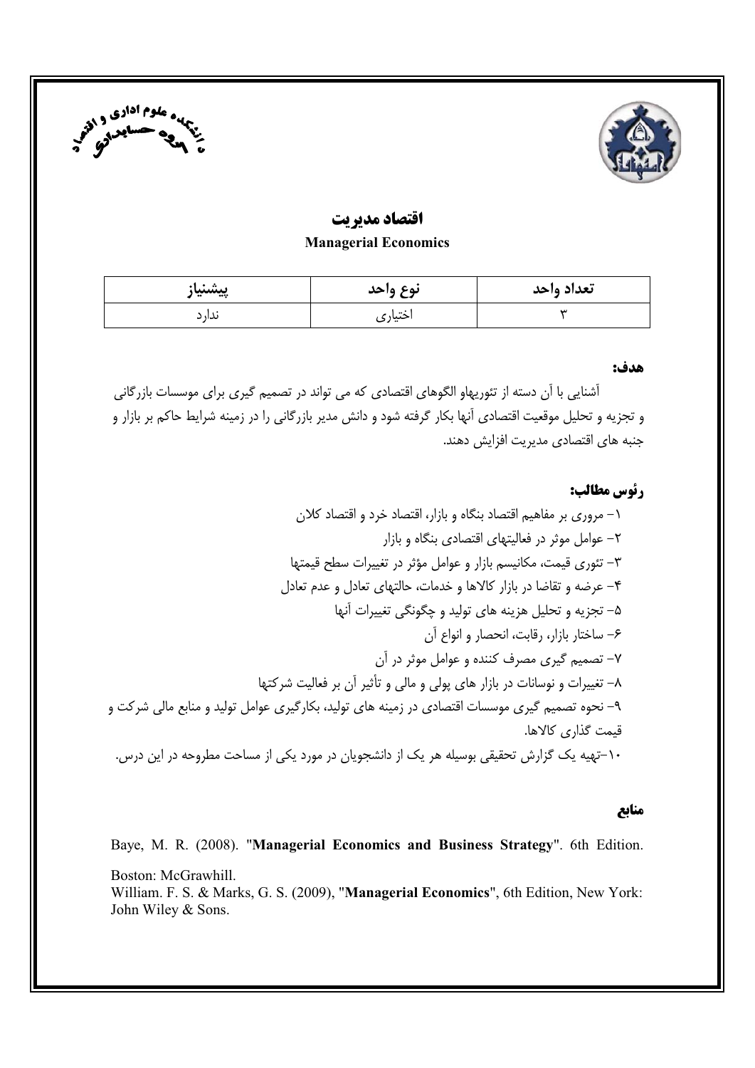# اقتصاد مدیریت

**Managerial Economics**

| تعداد واحد | نوع واحد | پیشنیاز |
| --- | --- | --- |
| ۳ | اختیاری | ندارد |

**هدف:**

آشنایی با آن دسته از تئوریهاو الگوهای اقتصادی که می تواند در تصمیم گیری برای موسسات بازرگانی و تجزیه و تحلیل موقعیت اقتصادی آنها بکار گرفته شود و دانش مدیر بازرگانی را در زمینه شرایط حاکم بر بازار و جنبه های اقتصادی مدیریت افزایش دهند.

**رئوس مطالب:**

۱- مروری بر مفاهیم اقتصاد بنگاه و بازار، اقتصاد خرد و اقتصاد کلان

۲- عوامل موثر در فعالیتهای اقتصادی بنگاه و بازار

۳- تئوری قیمت، مکانیسم بازار و عوامل مؤثر در تغییرات سطح قیمتها

۴- عرضه و تقاضا در بازار کالاها و خدمات، حالتهای تعادل و عدم تعادل

۵- تجزیه و تحلیل هزینه های تولید و چگونگی تغییرات آنها

۶- ساختار بازار، رقابت، انحصار و انواع آن

۷- تصمیم گیری مصرف کننده و عوامل موثر در آن

۸- تغییرات و نوسانات در بازار های پولی و مالی و تأثیر آن بر فعالیت شرکتها

۹- نحوه تصمیم گیری موسسات اقتصادی در زمینه های تولید، بکارگیری عوامل تولید و منابع مالی شرکت و قیمت گذاری کالاها.

۱۰-تهیه یک گزارش تحقیقی بوسیله هر یک از دانشجویان در مورد یکی از مساحت مطروحه در این درس.

**منابع**

Baye, M. R. (2008). "**Managerial Economics and Business Strategy**". 6th Edition. Boston: McGrawhill.

William. F. S. & Marks, G. S. (2009), "**Managerial Economics**", 6th Edition, New York: John Wiley & Sons.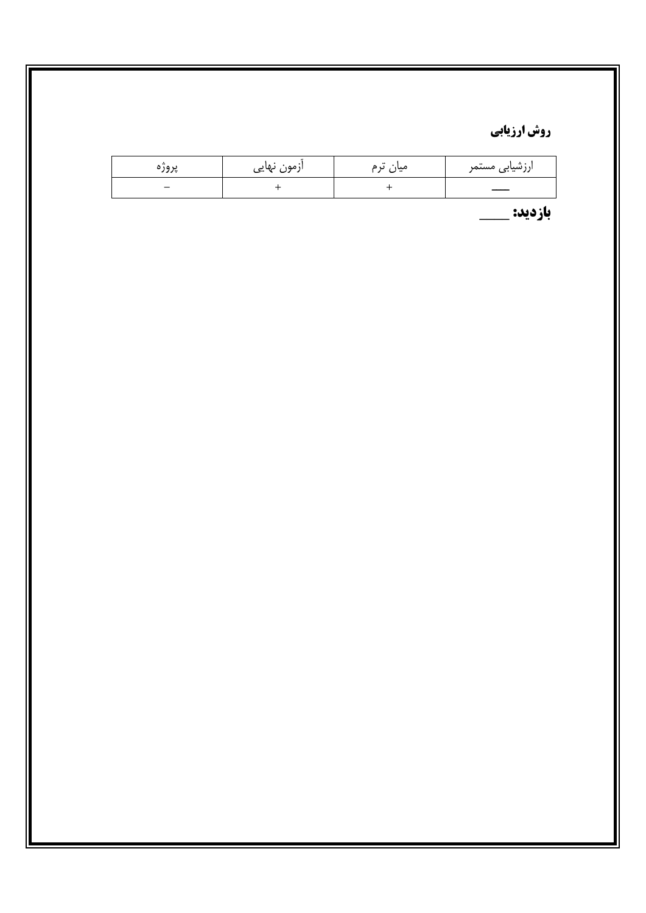**روش ارزیابی**

| ارزشیابی مستمر | میان ترم | آزمون نهایی | پروژه |
| --- | --- | --- | --- |
| ___ | + | + | − |

**بازدید:** ____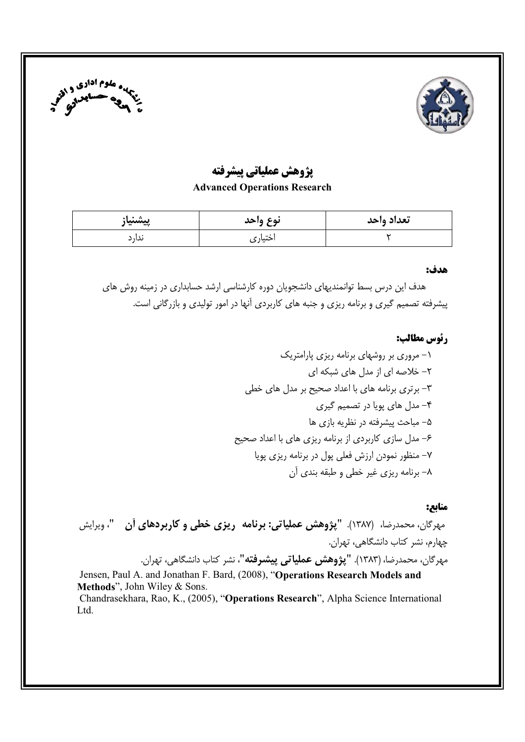# پژوهش عملیاتی پیشرفته

**Advanced Operations Research**

| تعداد واحد | نوع واحد | پیشنیاز |
|---|---|---|
| ۲ | اختیاری | ندارد |

**هدف:**

هدف این درس بسط توانمندیهای دانشجویان دوره کارشناسی ارشد حسابداری در زمینه روش های پیشرفته تصمیم گیری و برنامه ریزی و جنبه های کاربردی آنها در امور تولیدی و بازرگانی است.

**رئوس مطالب:**

۱- مروری بر روشهای برنامه ریزی پارامتریک
۲- خلاصه ای از مدل های شبکه ای
۳- برتری برنامه های با اعداد صحیح بر مدل های خطی
۴- مدل های پویا در تصمیم گیری
۵- مباحث پیشرفته در نظریه بازی ها
۶- مدل سازی کاربردی از برنامه ریزی های با اعداد صحیح
۷- منظور نمودن ارزش فعلی پول در برنامه ریزی پویا
۸- برنامه ریزی غیر خطی و طبقه بندی آن

**منابع:**

مهرگان، محمدرضا، (۱۳۸۷). **"پژوهش عملیاتی: برنامه ریزی خطی و کاربردهای آن "**، ویرایش چهارم، نشر کتاب دانشگاهی، تهران.

مهرگان، محمدرضا، (۱۳۸۳). **"پژوهش عملیاتی پیشرفته"**، نشر کتاب دانشگاهی، تهران.

Jensen, Paul A. and Jonathan F. Bard, (2008), "**Operations Research Models and Methods**", John Wiley & Sons.

Chandrasekhara, Rao, K., (2005), "**Operations Research**", Alpha Science International Ltd.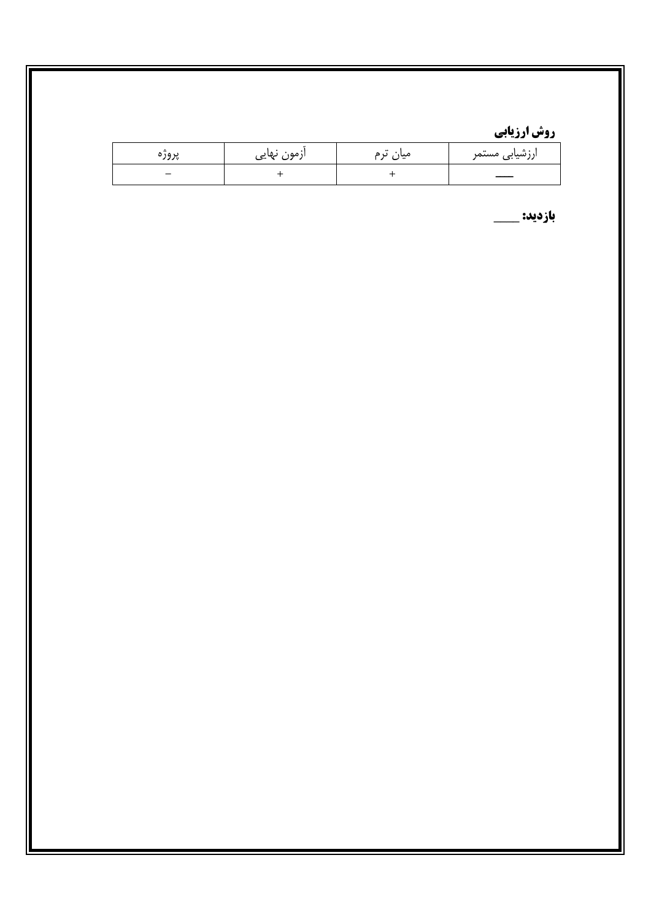**روش ارزیابی**

| ارزشیابی مستمر | میان ترم | آزمون نهایی | پروژه |
| --- | --- | --- | --- |
| ـــــ | + | + | − |

**بازدید:** ـــــ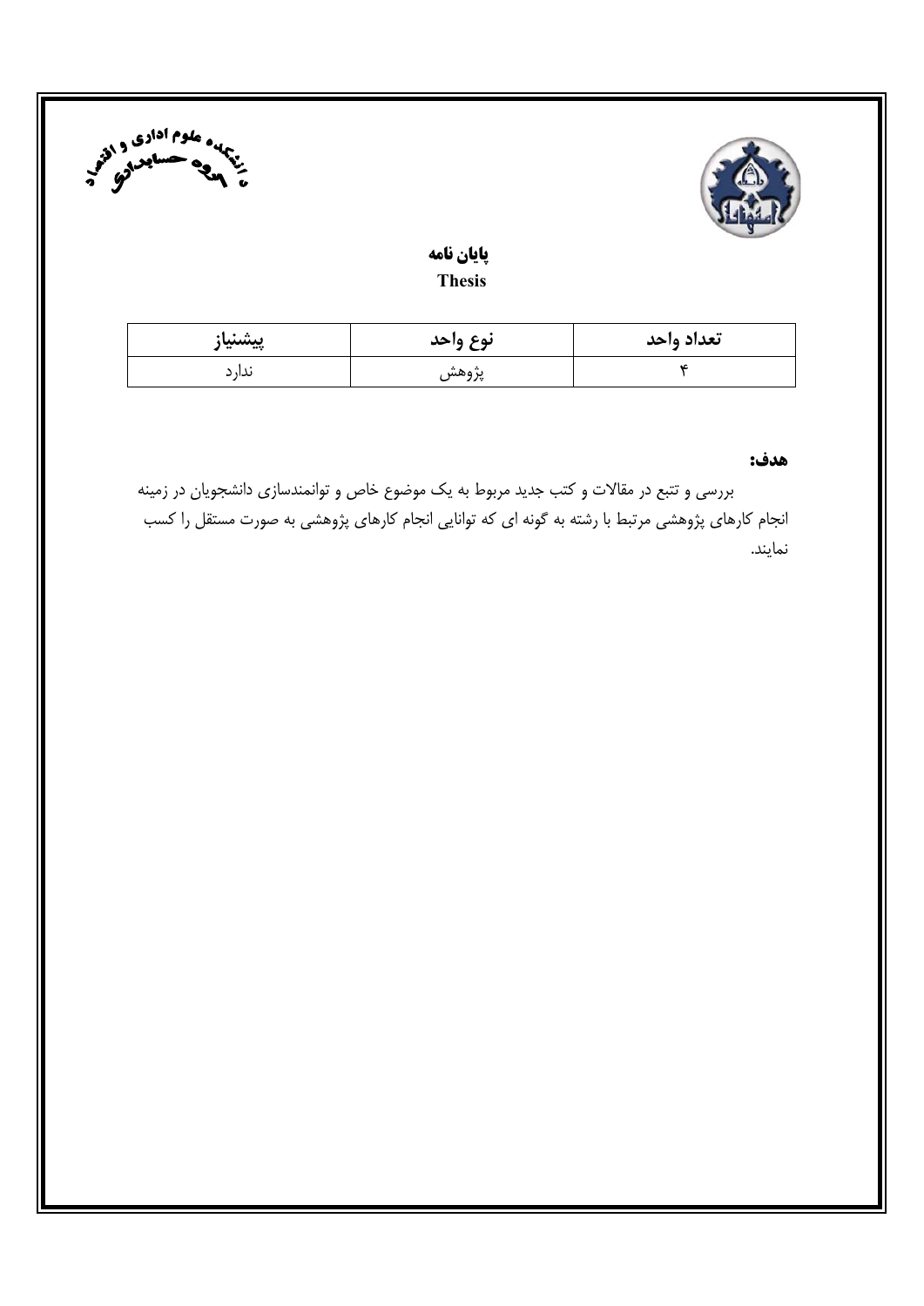**پایان نامه**

**Thesis**

| پیشنیاز | نوع واحد | تعداد واحد |
| --- | --- | --- |
| ندارد | پژوهش | ۴ |

**هدف:**

بررسی و تتبع در مقالات و کتب جدید مربوط به یک موضوع خاص و توانمندسازی دانشجویان در زمینه انجام کارهای پژوهشی مرتبط با رشته به گونه ای که توانایی انجام کارهای پژوهشی به صورت مستقل را کسب نمایند.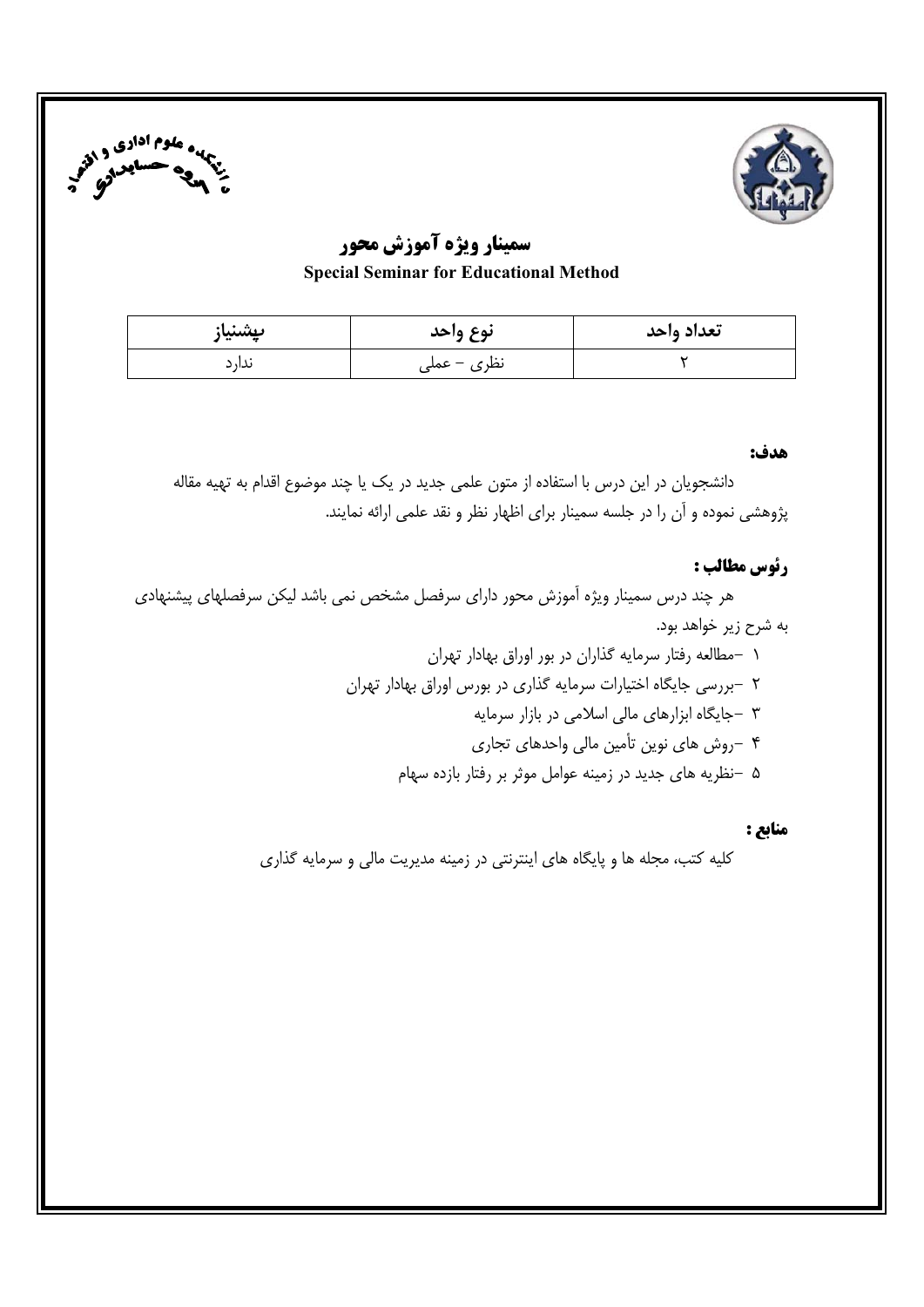دانشکده علوم اداری و اقتصاد
گروه حسابداری

## سمینار ویژه آموزش محور

**Special Seminar for Educational Method**

| تعداد واحد | نوع واحد | پیشنیاز |
|---|---|---|
| ۲ | نظری – عملی | ندارد |

**هدف:**

دانشجویان در این درس با استفاده از متون علمی جدید در یک یا چند موضوع اقدام به تهیه مقاله پژوهشی نموده و آن را در جلسه سمینار برای اظهار نظر و نقد علمی ارائه نمایند.

**رئوس مطالب :**

هر چند درس سمینار ویژه آموزش محور دارای سرفصل مشخص نمی باشد لیکن سرفصلهای پیشنهادی به شرح زیر خواهد بود.

۱ –مطالعه رفتار سرمایه گذاران در بور اوراق بهادار تهران
۲ –بررسی جایگاه اختیارات سرمایه گذاری در بورس اوراق بهادار تهران
۳ –جایگاه ابزارهای مالی اسلامی در بازار سرمایه
۴ –روش های نوین تأمین مالی واحدهای تجاری
۵ –نظریه های جدید در زمینه عوامل موثر بر رفتار بازده سهام

**منابع :**

کلیه کتب، مجله ها و پایگاه های اینترنتی در زمینه مدیریت مالی و سرمایه گذاری